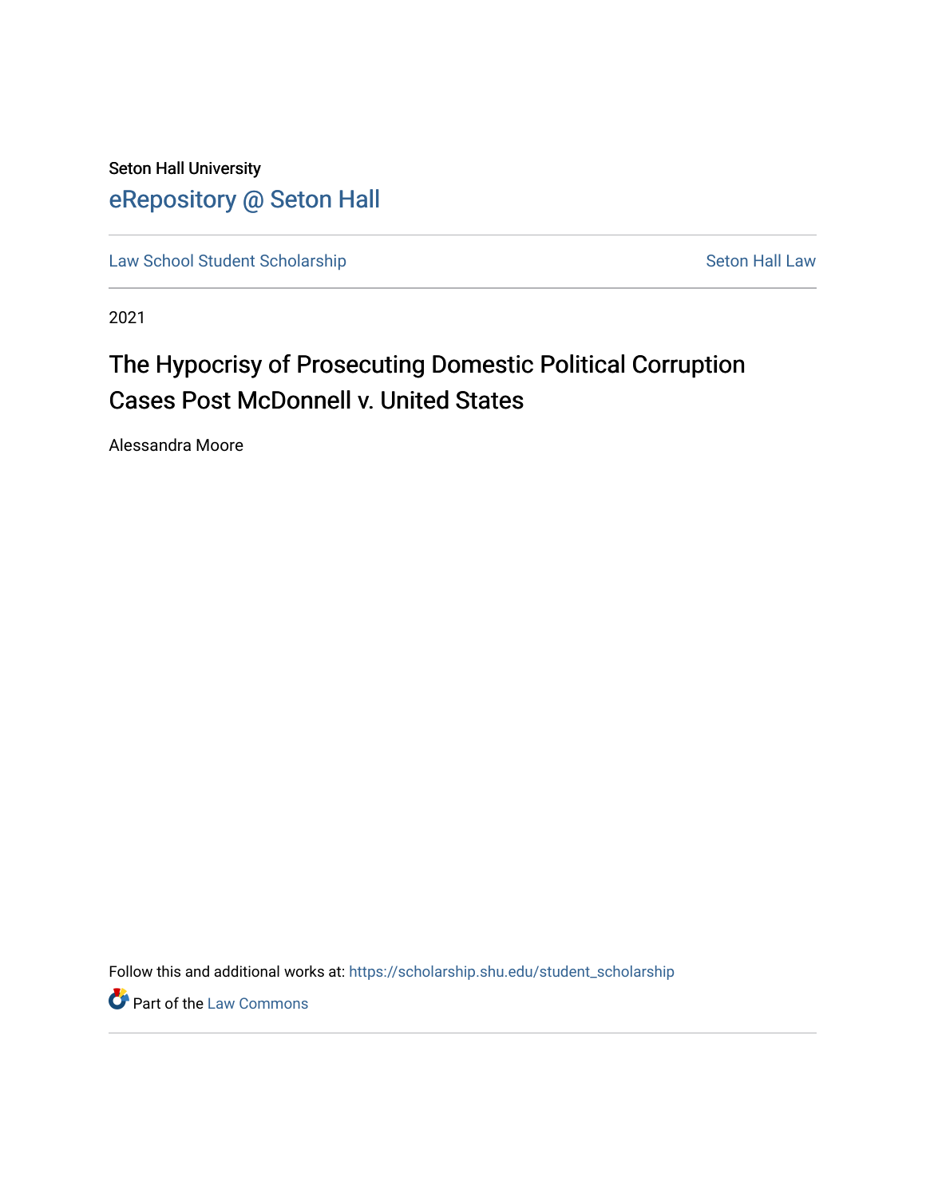Seton Hall University

eRepository @ Seton Hall

Law School Student Scholarship | Seton Hall Law

2021

# The Hypocrisy of Prosecuting Domestic Political Corruption Cases Post McDonnell v. United States

Alessandra Moore

Follow this and additional works at: https://scholarship.shu.edu/student_scholarship

Part of the Law Commons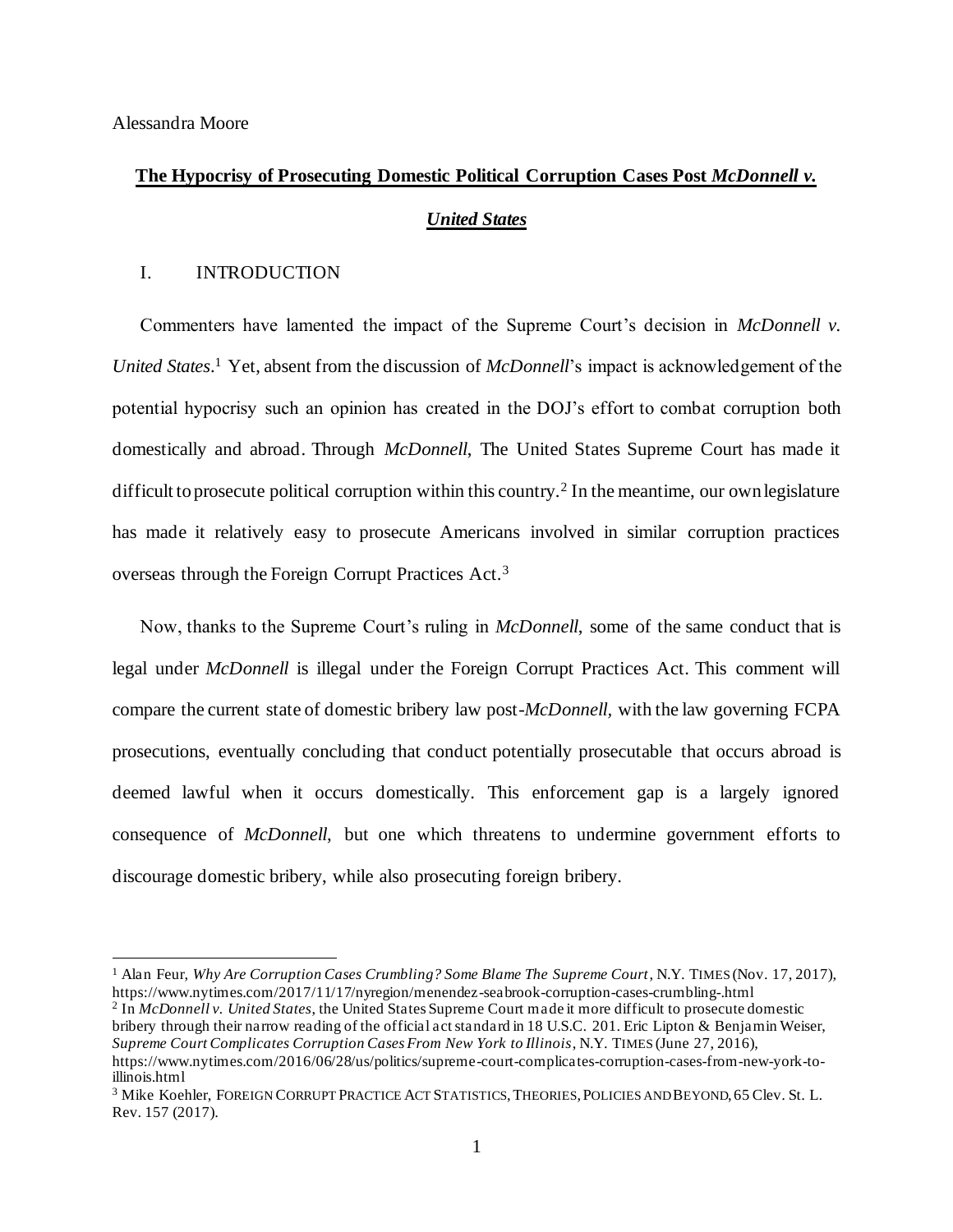Alessandra Moore

# The Hypocrisy of Prosecuting Domestic Political Corruption Cases Post *McDonnell v. United States*

## I. INTRODUCTION

Commenters have lamented the impact of the Supreme Court's decision in *McDonnell v. United States*.[1] Yet, absent from the discussion of *McDonnell*'s impact is acknowledgement of the potential hypocrisy such an opinion has created in the DOJ's effort to combat corruption both domestically and abroad. Through *McDonnell*, The United States Supreme Court has made it difficult to prosecute political corruption within this country.[2] In the meantime, our own legislature has made it relatively easy to prosecute Americans involved in similar corruption practices overseas through the Foreign Corrupt Practices Act.[3]

Now, thanks to the Supreme Court's ruling in *McDonnell*, some of the same conduct that is legal under *McDonnell* is illegal under the Foreign Corrupt Practices Act. This comment will compare the current state of domestic bribery law post-*McDonnell*, with the law governing FCPA prosecutions, eventually concluding that conduct potentially prosecutable that occurs abroad is deemed lawful when it occurs domestically. This enforcement gap is a largely ignored consequence of *McDonnell*, but one which threatens to undermine government efforts to discourage domestic bribery, while also prosecuting foreign bribery.

---

[1] Alan Feur, *Why Are Corruption Cases Crumbling? Some Blame The Supreme Court*, N.Y. TIMES (Nov. 17, 2017), https://www.nytimes.com/2017/11/17/nyregion/menendez-seabrook-corruption-cases-crumbling-.html

[2] In *McDonnell v. United States*, the United States Supreme Court made it more difficult to prosecute domestic bribery through their narrow reading of the official act standard in 18 U.S.C. 201. Eric Lipton & Benjamin Weiser, *Supreme Court Complicates Corruption Cases From New York to Illinois*, N.Y. TIMES (June 27, 2016), https://www.nytimes.com/2016/06/28/us/politics/supreme-court-complicates-corruption-cases-from-new-york-to-illinois.html

[3] Mike Koehler, FOREIGN CORRUPT PRACTICE ACT STATISTICS, THEORIES, POLICIES AND BEYOND, 65 Clev. St. L. Rev. 157 (2017).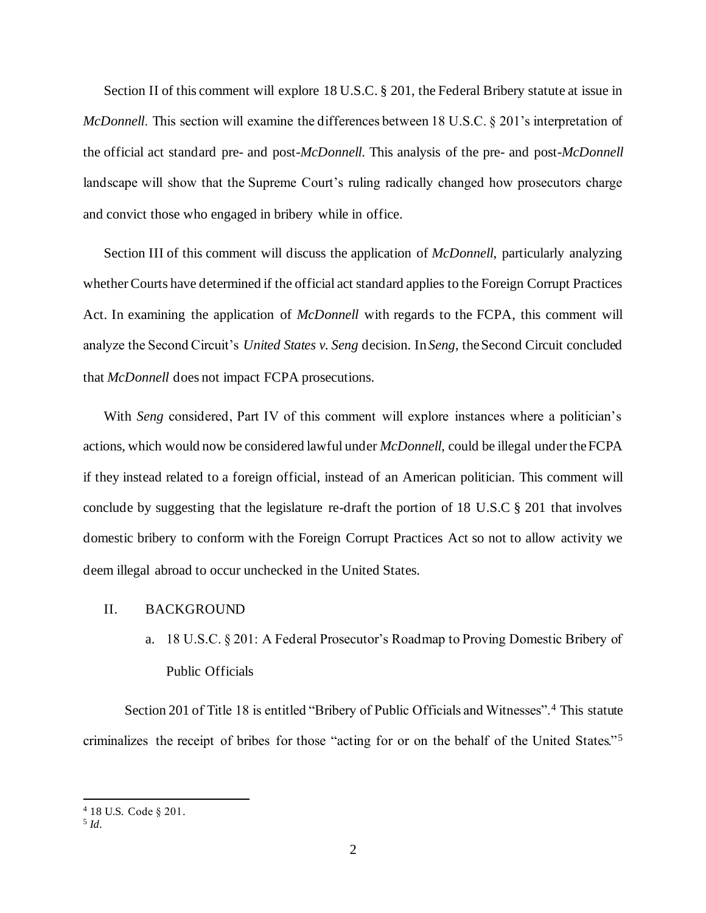Section II of this comment will explore 18 U.S.C. § 201, the Federal Bribery statute at issue in *McDonnell*. This section will examine the differences between 18 U.S.C. § 201's interpretation of the official act standard pre- and post-*McDonnell*. This analysis of the pre- and post-*McDonnell* landscape will show that the Supreme Court's ruling radically changed how prosecutors charge and convict those who engaged in bribery while in office.

Section III of this comment will discuss the application of *McDonnell*, particularly analyzing whether Courts have determined if the official act standard applies to the Foreign Corrupt Practices Act. In examining the application of *McDonnell* with regards to the FCPA, this comment will analyze the Second Circuit's *United States v. Seng* decision. In *Seng*, the Second Circuit concluded that *McDonnell* does not impact FCPA prosecutions.

With *Seng* considered, Part IV of this comment will explore instances where a politician's actions, which would now be considered lawful under *McDonnell*, could be illegal under the FCPA if they instead related to a foreign official, instead of an American politician. This comment will conclude by suggesting that the legislature re-draft the portion of 18 U.S.C § 201 that involves domestic bribery to conform with the Foreign Corrupt Practices Act so not to allow activity we deem illegal abroad to occur unchecked in the United States.

## II. BACKGROUND

### a. 18 U.S.C. § 201: A Federal Prosecutor's Roadmap to Proving Domestic Bribery of Public Officials

Section 201 of Title 18 is entitled "Bribery of Public Officials and Witnesses".[4] This statute criminalizes the receipt of bribes for those "acting for or on the behalf of the United States."[5]

---

[4] 18 U.S. Code § 201.

[5] *Id*.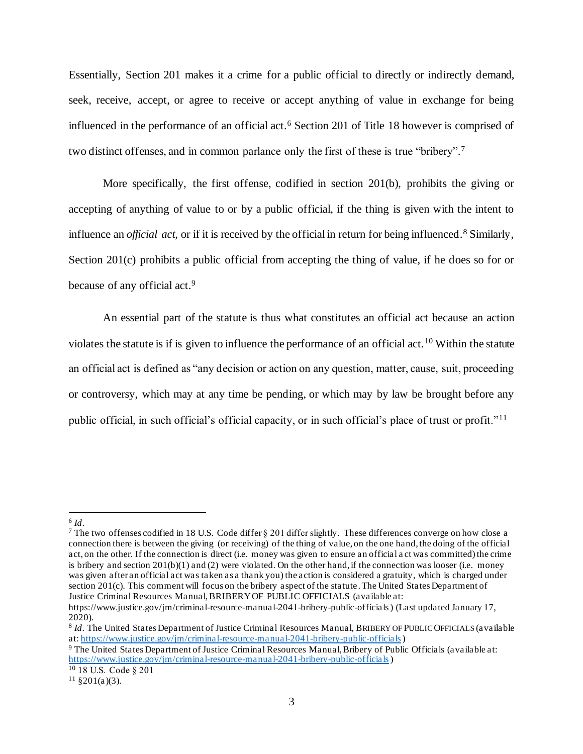Essentially, Section 201 makes it a crime for a public official to directly or indirectly demand, seek, receive, accept, or agree to receive or accept anything of value in exchange for being influenced in the performance of an official act.[6] Section 201 of Title 18 however is comprised of two distinct offenses, and in common parlance only the first of these is true "bribery".[7]

More specifically, the first offense, codified in section 201(b), prohibits the giving or accepting of anything of value to or by a public official, if the thing is given with the intent to influence an *official act,* or if it is received by the official in return for being influenced.[8] Similarly, Section 201(c) prohibits a public official from accepting the thing of value, if he does so for or because of any official act.[9]

An essential part of the statute is thus what constitutes an official act because an action violates the statute is if is given to influence the performance of an official act.[10] Within the statute an official act is defined as "any decision or action on any question, matter, cause, suit, proceeding or controversy, which may at any time be pending, or which may by law be brought before any public official, in such official's official capacity, or in such official's place of trust or profit."[11]

---

[6] *Id*.

[7] The two offenses codified in 18 U.S. Code differ § 201 differ slightly. These differences converge on how close a connection there is between the giving (or receiving) of the thing of value, on the one hand, the doing of the official act, on the other. If the connection is direct (i.e. money was given to ensure an official act was committed) the crime is bribery and section 201(b)(1) and (2) were violated. On the other hand, if the connection was looser (i.e. money was given after an official act was taken as a thank you) the action is considered a gratuity, which is charged under section 201(c). This comment will focus on the bribery aspect of the statute. The United States Department of Justice Criminal Resources Manual, BRIBERY OF PUBLIC OFFICIALS (available at: https://www.justice.gov/jm/criminal-resource-manual-2041-bribery-public-officials) (Last updated January 17, 2020).

[8] *Id*. The United States Department of Justice Criminal Resources Manual, BRIBERY OF PUBLIC OFFICIALS (available at: https://www.justice.gov/jm/criminal-resource-manual-2041-bribery-public-officials)

[9] The United States Department of Justice Criminal Resources Manual, Bribery of Public Officials (available at: https://www.justice.gov/jm/criminal-resource-manual-2041-bribery-public-officials)

[10] 18 U.S. Code § 201

[11] §201(a)(3).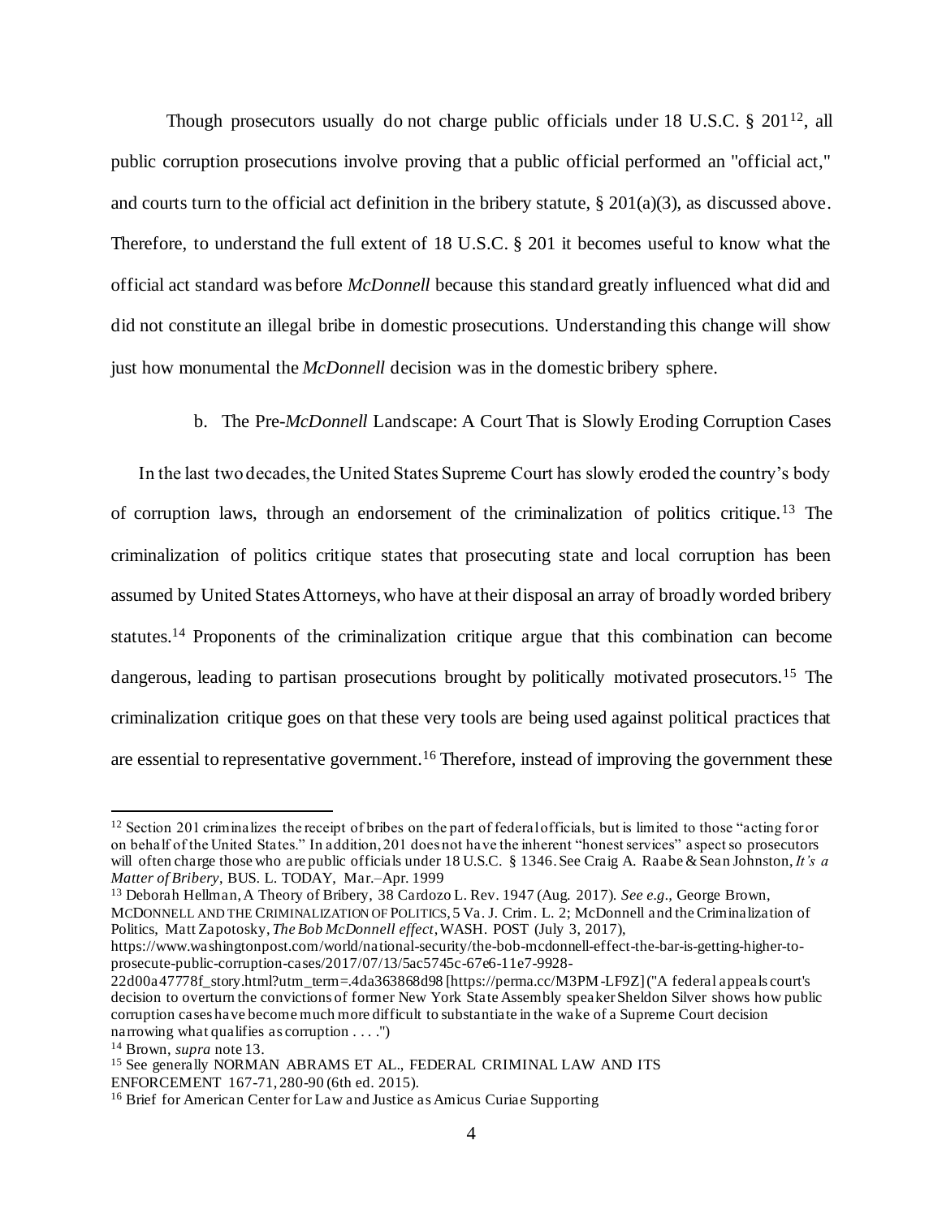Though prosecutors usually do not charge public officials under 18 U.S.C. § 201[12], all public corruption prosecutions involve proving that a public official performed an "official act," and courts turn to the official act definition in the bribery statute, § 201(a)(3), as discussed above. Therefore, to understand the full extent of 18 U.S.C. § 201 it becomes useful to know what the official act standard was before *McDonnell* because this standard greatly influenced what did and did not constitute an illegal bribe in domestic prosecutions. Understanding this change will show just how monumental the *McDonnell* decision was in the domestic bribery sphere.

b. The Pre-*McDonnell* Landscape: A Court That is Slowly Eroding Corruption Cases

In the last two decades, the United States Supreme Court has slowly eroded the country's body of corruption laws, through an endorsement of the criminalization of politics critique.[13] The criminalization of politics critique states that prosecuting state and local corruption has been assumed by United States Attorneys, who have at their disposal an array of broadly worded bribery statutes.[14] Proponents of the criminalization critique argue that this combination can become dangerous, leading to partisan prosecutions brought by politically motivated prosecutors.[15] The criminalization critique goes on that these very tools are being used against political practices that are essential to representative government.[16] Therefore, instead of improving the government these

---

[12] Section 201 criminalizes the receipt of bribes on the part of federal officials, but is limited to those "acting for or on behalf of the United States." In addition, 201 does not have the inherent "honest services" aspect so prosecutors will often charge those who are public officials under 18 U.S.C. § 1346. See Craig A. Raabe & Sean Johnston, *It's a Matter of Bribery*, BUS. L. TODAY, Mar.–Apr. 1999

[13] Deborah Hellman, A Theory of Bribery, 38 Cardozo L. Rev. 1947 (Aug. 2017). *See e.g.,* George Brown, MCDONNELL AND THE CRIMINALIZATION OF POLITICS, 5 Va. J. Crim. L. 2; McDonnell and the Criminalization of Politics, Matt Zapotosky, *The Bob McDonnell effect*, WASH. POST (July 3, 2017), https://www.washingtonpost.com/world/national-security/the-bob-mcdonnell-effect-the-bar-is-getting-higher-to-prosecute-public-corruption-cases/2017/07/13/5ac5745c-67e6-11e7-9928-22d00a47778f_story.html?utm_term=.4da363868d98 [https://perma.cc/M3PM-LF9Z] ("A federal appeals court's decision to overturn the convictions of former New York State Assembly speaker Sheldon Silver shows how public corruption cases have become much more difficult to substantiate in the wake of a Supreme Court decision narrowing what qualifies as corruption . . . .")

[14] Brown, *supra* note 13.

[15] See generally NORMAN ABRAMS ET AL., FEDERAL CRIMINAL LAW AND ITS ENFORCEMENT 167-71, 280-90 (6th ed. 2015).

[16] Brief for American Center for Law and Justice as Amicus Curiae Supporting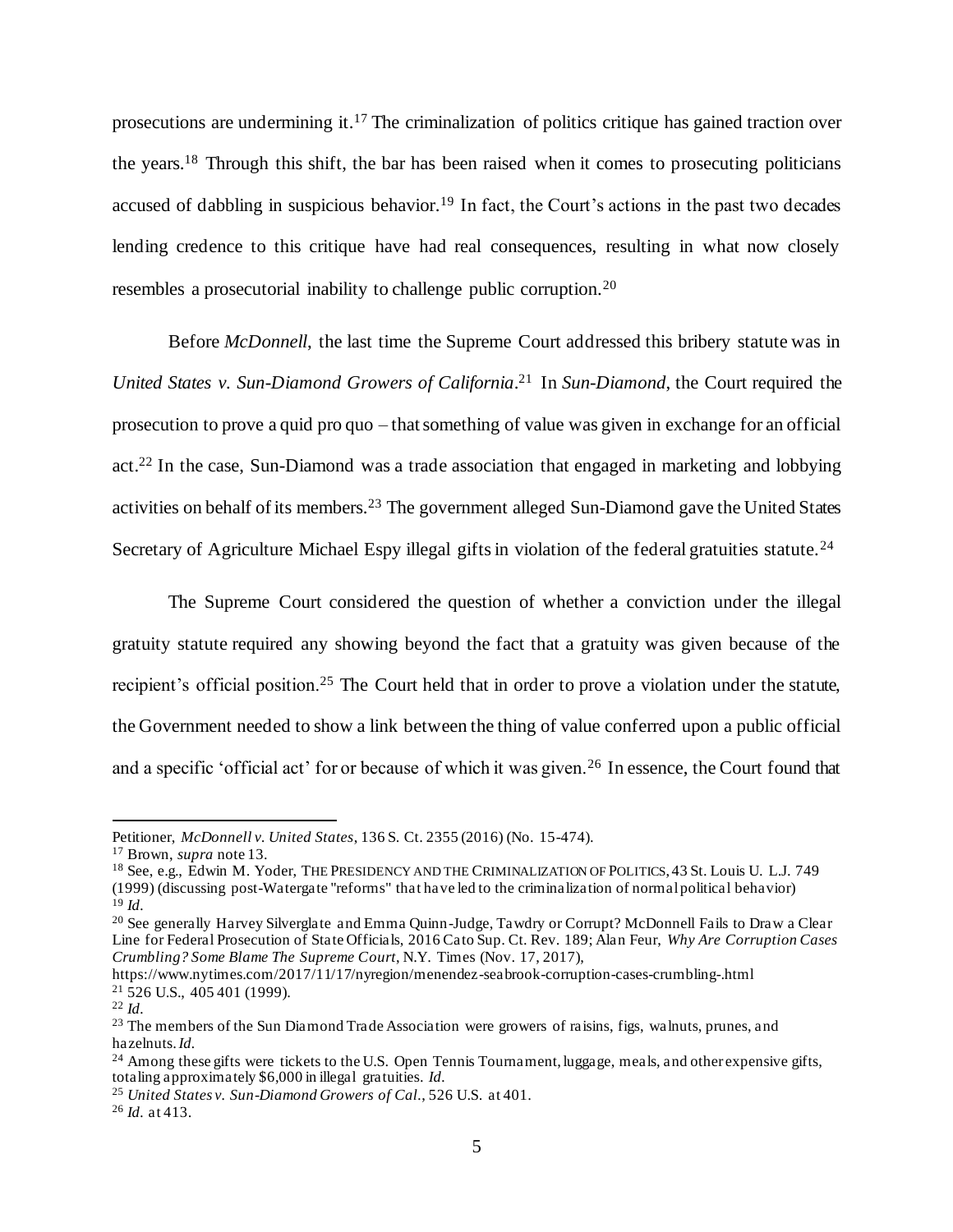prosecutions are undermining it.[17] The criminalization of politics critique has gained traction over the years.[18] Through this shift, the bar has been raised when it comes to prosecuting politicians accused of dabbling in suspicious behavior.[19] In fact, the Court's actions in the past two decades lending credence to this critique have had real consequences, resulting in what now closely resembles a prosecutorial inability to challenge public corruption.[20]

Before *McDonnell*, the last time the Supreme Court addressed this bribery statute was in *United States v. Sun-Diamond Growers of California*.[21] In *Sun-Diamond*, the Court required the prosecution to prove a quid pro quo – that something of value was given in exchange for an official act.[22] In the case, Sun-Diamond was a trade association that engaged in marketing and lobbying activities on behalf of its members.[23] The government alleged Sun-Diamond gave the United States Secretary of Agriculture Michael Espy illegal gifts in violation of the federal gratuities statute.[24]

The Supreme Court considered the question of whether a conviction under the illegal gratuity statute required any showing beyond the fact that a gratuity was given because of the recipient's official position.[25] The Court held that in order to prove a violation under the statute, the Government needed to show a link between the thing of value conferred upon a public official and a specific 'official act' for or because of which it was given.[26] In essence, the Court found that

---

Petitioner, *McDonnell v. United States*, 136 S. Ct. 2355 (2016) (No. 15-474).

[17] Brown, *supra* note 13.

[18] See, e.g., Edwin M. Yoder, THE PRESIDENCY AND THE CRIMINALIZATION OF POLITICS, 43 St. Louis U. L.J. 749 (1999) (discussing post-Watergate "reforms" that have led to the criminalization of normal political behavior)

[19] *Id*.

[20] See generally Harvey Silverglate and Emma Quinn-Judge, Tawdry or Corrupt? McDonnell Fails to Draw a Clear Line for Federal Prosecution of State Officials, 2016 Cato Sup. Ct. Rev. 189; Alan Feur, *Why Are Corruption Cases Crumbling? Some Blame The Supreme Court*, N.Y. Times (Nov. 17, 2017), https://www.nytimes.com/2017/11/17/nyregion/menendez-seabrook-corruption-cases-crumbling-.html

[21] 526 U.S., 405 401 (1999).

[22] *Id*.

[23] The members of the Sun Diamond Trade Association were growers of raisins, figs, walnuts, prunes, and hazelnuts. *Id*.

[24] Among these gifts were tickets to the U.S. Open Tennis Tournament, luggage, meals, and other expensive gifts, totaling approximately $6,000 in illegal gratuities. *Id*.

[25] *United States v. Sun-Diamond Growers of Cal.*, 526 U.S. at 401.

[26] *Id.* at 413.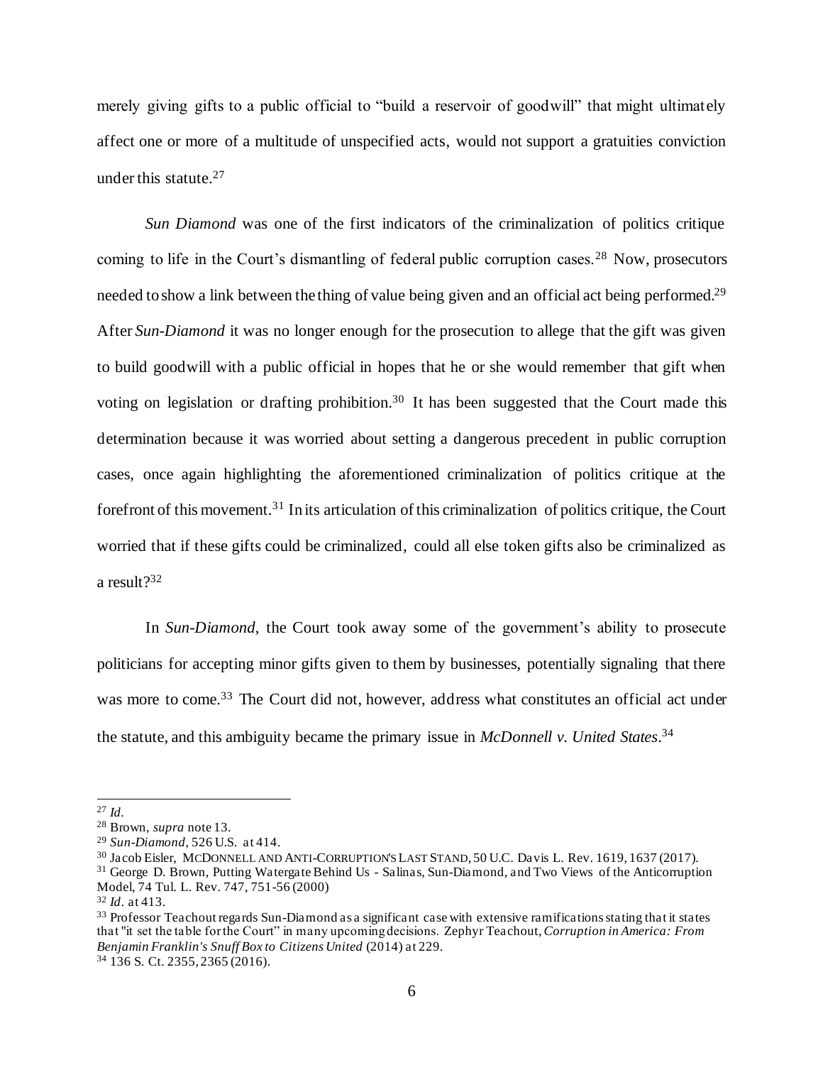merely giving gifts to a public official to "build a reservoir of goodwill" that might ultimately affect one or more of a multitude of unspecified acts, would not support a gratuities conviction under this statute.[27]

*Sun Diamond* was one of the first indicators of the criminalization of politics critique coming to life in the Court's dismantling of federal public corruption cases.[28] Now, prosecutors needed to show a link between the thing of value being given and an official act being performed.[29] After *Sun-Diamond* it was no longer enough for the prosecution to allege that the gift was given to build goodwill with a public official in hopes that he or she would remember that gift when voting on legislation or drafting prohibition.[30] It has been suggested that the Court made this determination because it was worried about setting a dangerous precedent in public corruption cases, once again highlighting the aforementioned criminalization of politics critique at the forefront of this movement.[31] In its articulation of this criminalization of politics critique, the Court worried that if these gifts could be criminalized, could all else token gifts also be criminalized as a result?[32]

In *Sun-Diamond*, the Court took away some of the government's ability to prosecute politicians for accepting minor gifts given to them by businesses, potentially signaling that there was more to come.[33] The Court did not, however, address what constitutes an official act under the statute, and this ambiguity became the primary issue in *McDonnell v. United States*.[34]

---

[27] *Id*.

[28] Brown, *supra* note 13.

[29] *Sun-Diamond*, 526 U.S. at 414.

[30] Jacob Eisler, MCDONNELL AND ANTI-CORRUPTION'S LAST STAND, 50 U.C. Davis L. Rev. 1619, 1637 (2017).

[31] George D. Brown, Putting Watergate Behind Us - Salinas, Sun-Diamond, and Two Views of the Anticorruption Model, 74 Tul. L. Rev. 747, 751-56 (2000)

[32] *Id*. at 413.

[33] Professor Teachout regards Sun-Diamond as a significant case with extensive ramifications stating that it states that "it set the table for the Court" in many upcoming decisions. Zephyr Teachout, *Corruption in America: From Benjamin Franklin's Snuff Box to Citizens United* (2014) at 229.

[34] 136 S. Ct. 2355, 2365 (2016).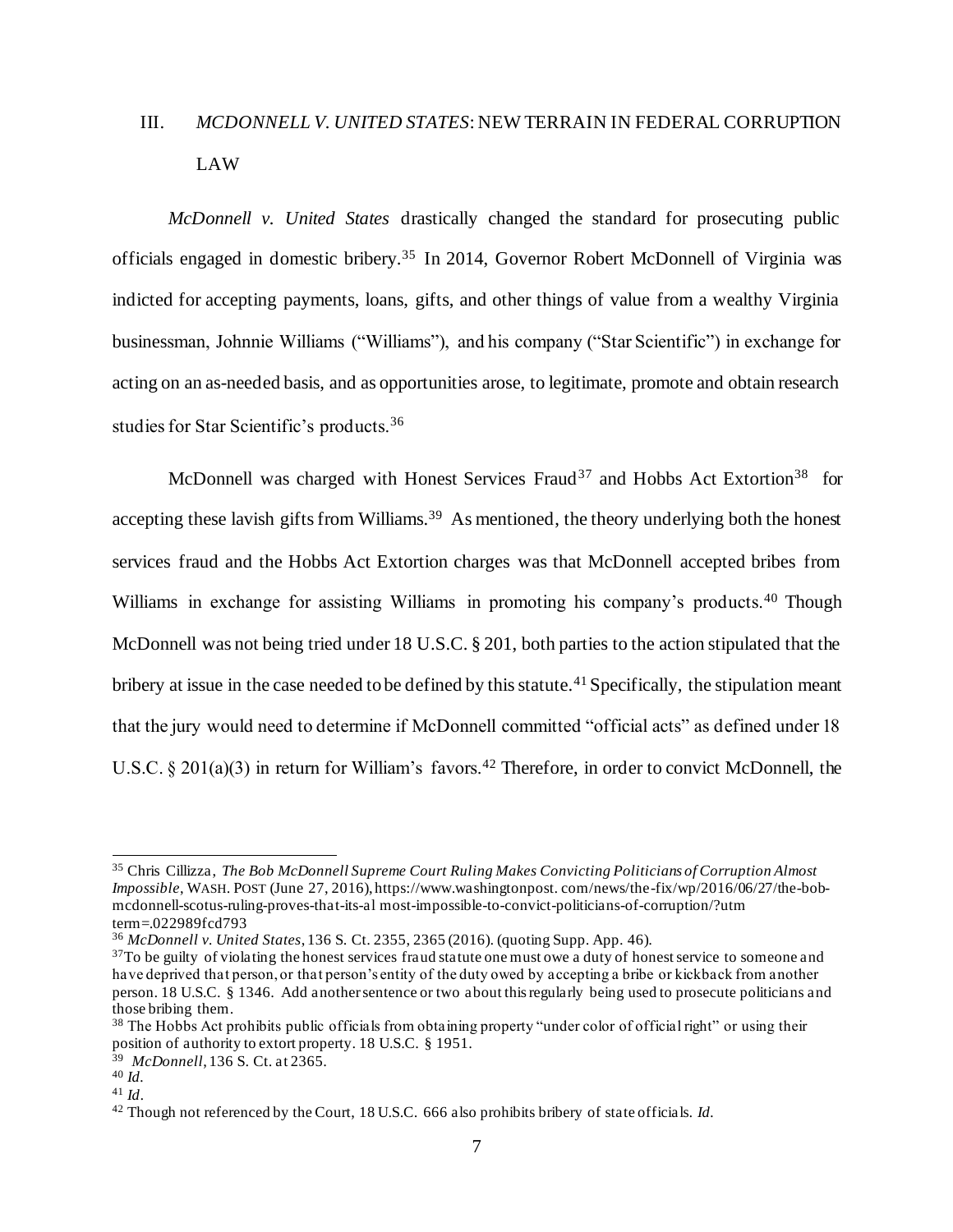## III. *MCDONNELL V. UNITED STATES*: NEW TERRAIN IN FEDERAL CORRUPTION LAW

*McDonnell v. United States* drastically changed the standard for prosecuting public officials engaged in domestic bribery.[35] In 2014, Governor Robert McDonnell of Virginia was indicted for accepting payments, loans, gifts, and other things of value from a wealthy Virginia businessman, Johnnie Williams ("Williams"), and his company ("Star Scientific") in exchange for acting on an as-needed basis, and as opportunities arose, to legitimate, promote and obtain research studies for Star Scientific's products.[36]

McDonnell was charged with Honest Services Fraud[37] and Hobbs Act Extortion[38] for accepting these lavish gifts from Williams.[39] As mentioned, the theory underlying both the honest services fraud and the Hobbs Act Extortion charges was that McDonnell accepted bribes from Williams in exchange for assisting Williams in promoting his company's products.[40] Though McDonnell was not being tried under 18 U.S.C. § 201, both parties to the action stipulated that the bribery at issue in the case needed to be defined by this statute.[41] Specifically, the stipulation meant that the jury would need to determine if McDonnell committed "official acts" as defined under 18 U.S.C. § 201(a)(3) in return for William's favors.[42] Therefore, in order to convict McDonnell, the

---

[35] Chris Cillizza, *The Bob McDonnell Supreme Court Ruling Makes Convicting Politicians of Corruption Almost Impossible*, WASH. POST (June 27, 2016), https://www.washingtonpost. com/news/the-fix/wp/2016/06/27/the-bob-mcdonnell-scotus-ruling-proves-that-its-al most-impossible-to-convict-politicians-of-corruption/?utm term=.022989fcd793

[36] *McDonnell v. United States*, 136 S. Ct. 2355, 2365 (2016). (quoting Supp. App. 46).

[37] To be guilty of violating the honest services fraud statute one must owe a duty of honest service to someone and have deprived that person, or that person's entity of the duty owed by accepting a bribe or kickback from another person. 18 U.S.C. § 1346. Add another sentence or two about this regularly being used to prosecute politicians and those bribing them.

[38] The Hobbs Act prohibits public officials from obtaining property "under color of official right" or using their position of authority to extort property. 18 U.S.C. § 1951.

[39] *McDonnell*, 136 S. Ct. at 2365.

[40] *Id*.

[41] *Id*.

[42] Though not referenced by the Court, 18 U.S.C. 666 also prohibits bribery of state officials. *Id*.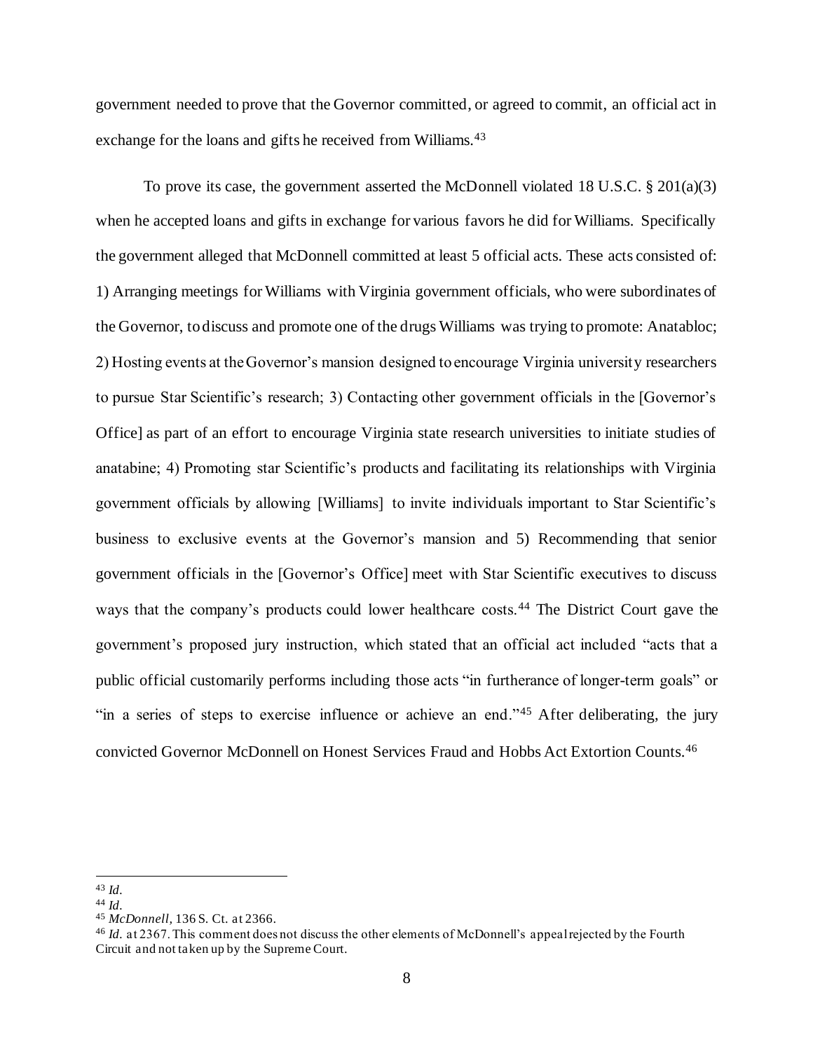government needed to prove that the Governor committed, or agreed to commit, an official act in exchange for the loans and gifts he received from Williams.[43]

To prove its case, the government asserted the McDonnell violated 18 U.S.C. § 201(a)(3) when he accepted loans and gifts in exchange for various favors he did for Williams. Specifically the government alleged that McDonnell committed at least 5 official acts. These acts consisted of: 1) Arranging meetings for Williams with Virginia government officials, who were subordinates of the Governor, to discuss and promote one of the drugs Williams was trying to promote: Anatabloc; 2) Hosting events at the Governor's mansion designed to encourage Virginia university researchers to pursue Star Scientific's research; 3) Contacting other government officials in the [Governor's Office] as part of an effort to encourage Virginia state research universities to initiate studies of anatabine; 4) Promoting star Scientific's products and facilitating its relationships with Virginia government officials by allowing [Williams] to invite individuals important to Star Scientific's business to exclusive events at the Governor's mansion and 5) Recommending that senior government officials in the [Governor's Office] meet with Star Scientific executives to discuss ways that the company's products could lower healthcare costs.[44] The District Court gave the government's proposed jury instruction, which stated that an official act included "acts that a public official customarily performs including those acts "in furtherance of longer-term goals" or "in a series of steps to exercise influence or achieve an end."[45] After deliberating, the jury convicted Governor McDonnell on Honest Services Fraud and Hobbs Act Extortion Counts.[46]

---

[43] *Id.*

[44] *Id.*

[45] *McDonnell*, 136 S. Ct. at 2366.

[46] *Id.* at 2367. This comment does not discuss the other elements of McDonnell's appeal rejected by the Fourth Circuit and not taken up by the Supreme Court.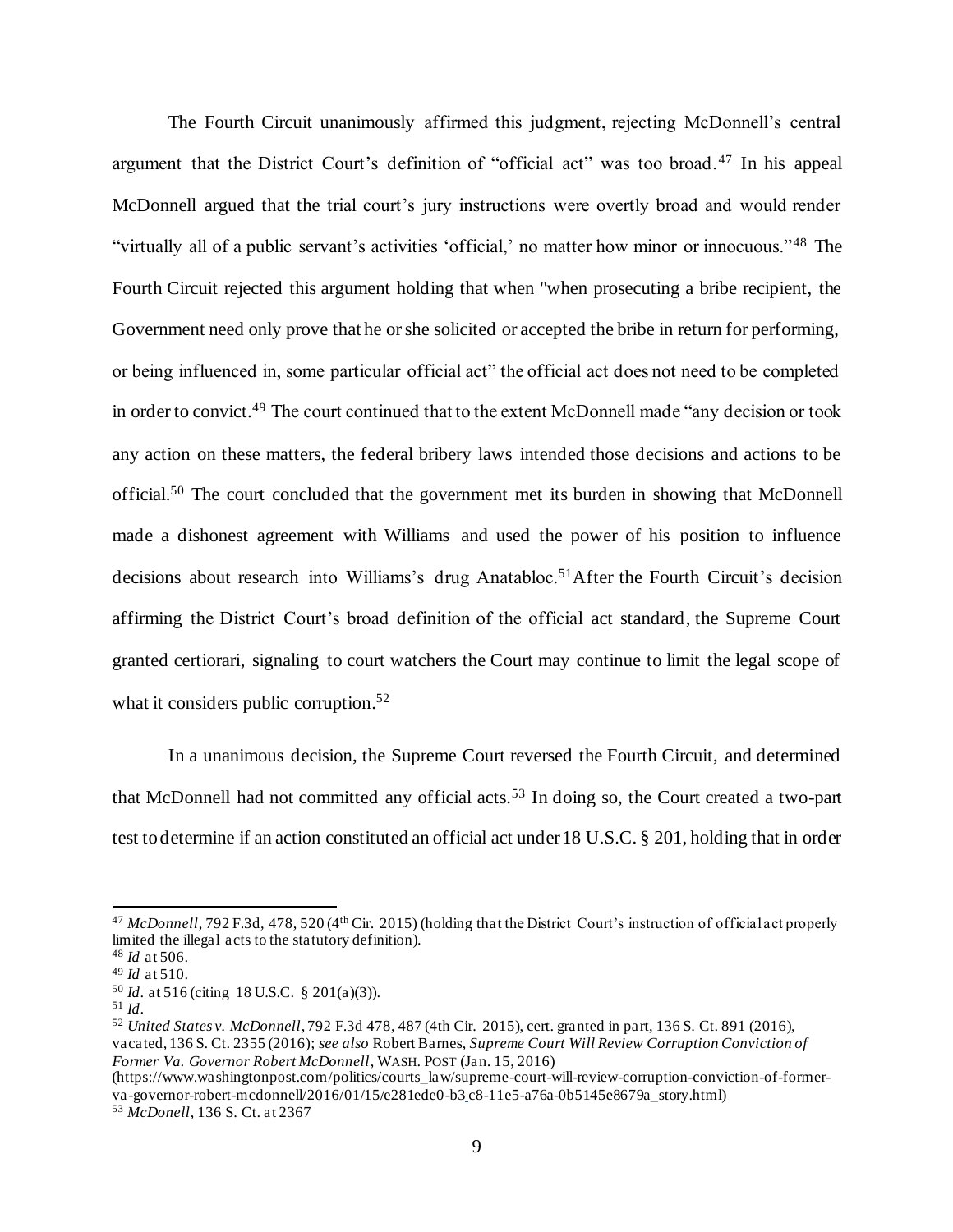The Fourth Circuit unanimously affirmed this judgment, rejecting McDonnell's central argument that the District Court's definition of "official act" was too broad.[47] In his appeal McDonnell argued that the trial court's jury instructions were overtly broad and would render "virtually all of a public servant's activities 'official,' no matter how minor or innocuous."[48] The Fourth Circuit rejected this argument holding that when "when prosecuting a bribe recipient, the Government need only prove that he or she solicited or accepted the bribe in return for performing, or being influenced in, some particular official act" the official act does not need to be completed in order to convict.[49] The court continued that to the extent McDonnell made "any decision or took any action on these matters, the federal bribery laws intended those decisions and actions to be official.[50] The court concluded that the government met its burden in showing that McDonnell made a dishonest agreement with Williams and used the power of his position to influence decisions about research into Williams's drug Anatabloc.[51]After the Fourth Circuit's decision affirming the District Court's broad definition of the official act standard, the Supreme Court granted certiorari, signaling to court watchers the Court may continue to limit the legal scope of what it considers public corruption.[52]

In a unanimous decision, the Supreme Court reversed the Fourth Circuit, and determined that McDonnell had not committed any official acts.[53] In doing so, the Court created a two-part test to determine if an action constituted an official act under 18 U.S.C. § 201, holding that in order

---

[47] *McDonnell*, 792 F.3d, 478, 520 (4th Cir. 2015) (holding that the District Court's instruction of official act properly limited the illegal acts to the statutory definition).

[48] *Id* at 506.

[49] *Id* at 510.

[50] *Id*. at 516 (citing 18 U.S.C. § 201(a)(3)).

[51] *Id*.

[52] *United States v. McDonnell*, 792 F.3d 478, 487 (4th Cir. 2015), cert. granted in part, 136 S. Ct. 891 (2016), vacated, 136 S. Ct. 2355 (2016); *see also* Robert Barnes, *Supreme Court Will Review Corruption Conviction of Former Va. Governor Robert McDonnell*, WASH. POST (Jan. 15, 2016) (https://www.washingtonpost.com/politics/courts_law/supreme-court-will-review-corruption-conviction-of-former-va-governor-robert-mcdonnell/2016/01/15/e281ede0-b3c8-11e5-a76a-0b5145e8679a_story.html)

[53] *McDonell*, 136 S. Ct. at 2367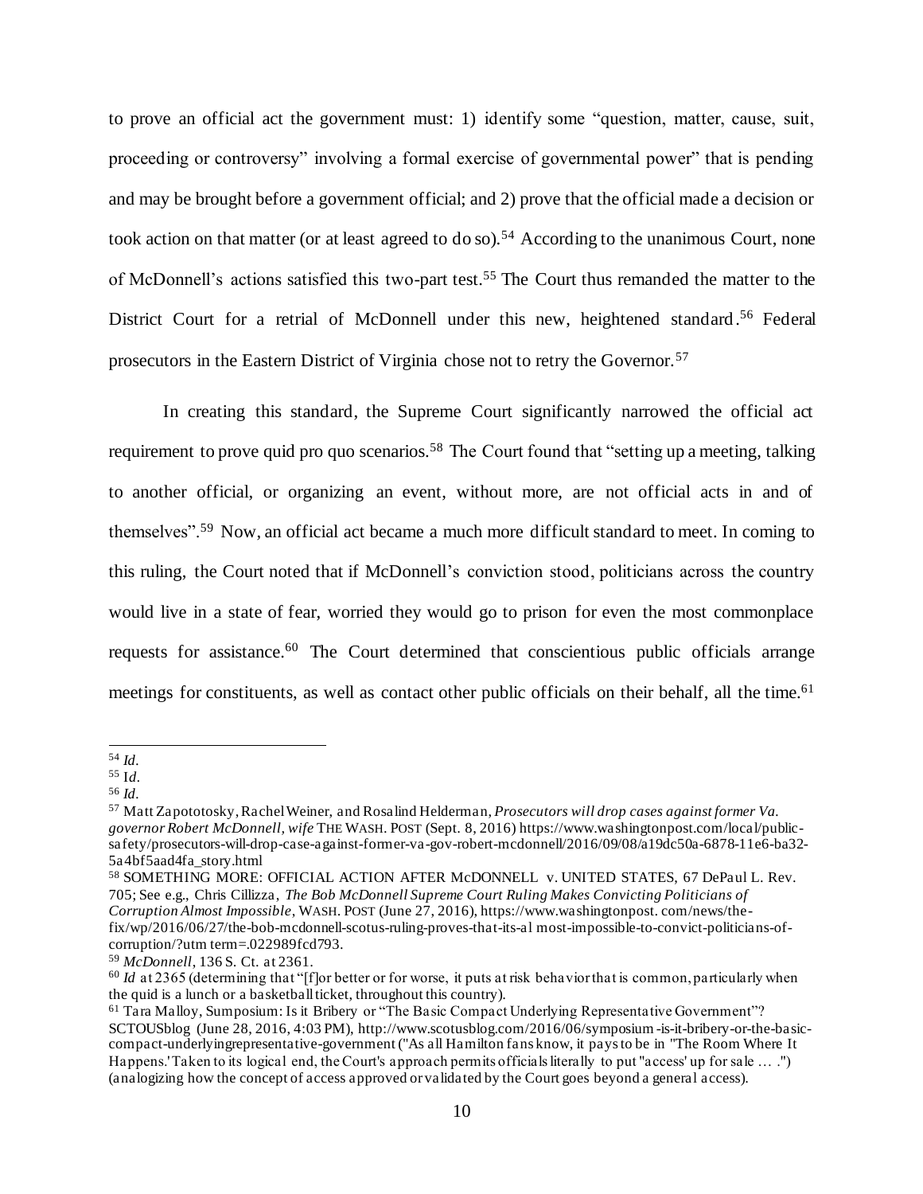to prove an official act the government must: 1) identify some "question, matter, cause, suit, proceeding or controversy" involving a formal exercise of governmental power" that is pending and may be brought before a government official; and 2) prove that the official made a decision or took action on that matter (or at least agreed to do so).[54] According to the unanimous Court, none of McDonnell's actions satisfied this two-part test.[55] The Court thus remanded the matter to the District Court for a retrial of McDonnell under this new, heightened standard.[56] Federal prosecutors in the Eastern District of Virginia chose not to retry the Governor.[57]

In creating this standard, the Supreme Court significantly narrowed the official act requirement to prove quid pro quo scenarios.[58] The Court found that "setting up a meeting, talking to another official, or organizing an event, without more, are not official acts in and of themselves".[59] Now, an official act became a much more difficult standard to meet. In coming to this ruling, the Court noted that if McDonnell's conviction stood, politicians across the country would live in a state of fear, worried they would go to prison for even the most commonplace requests for assistance.[60] The Court determined that conscientious public officials arrange meetings for constituents, as well as contact other public officials on their behalf, all the time.[61]

---

[54] *Id.*

[55] I*d.*

[56] *Id.*

[57] Matt Zapototosky, Rachel Weiner, and Rosalind Helderman, *Prosecutors will drop cases against former Va. governor Robert McDonnell, wife* THE WASH. POST (Sept. 8, 2016) https://www.washingtonpost.com/local/public-safety/prosecutors-will-drop-case-against-former-va-gov-robert-mcdonnell/2016/09/08/a19dc50a-6878-11e6-ba32-5a4bf5aad4fa_story.html

[58] SOMETHING MORE: OFFICIAL ACTION AFTER McDONNELL v. UNITED STATES, 67 DePaul L. Rev. 705; See e.g., Chris Cillizza, *The Bob McDonnell Supreme Court Ruling Makes Convicting Politicians of Corruption Almost Impossible*, WASH. POST (June 27, 2016), https://www.washingtonpost. com/news/the-fix/wp/2016/06/27/the-bob-mcdonnell-scotus-ruling-proves-that-its-al most-impossible-to-convict-politicians-of-corruption/?utm term=.022989fcd793.

[59] *McDonnell*, 136 S. Ct. at 2361.

[60] *Id* at 2365 (determining that "[f]or better or for worse, it puts at risk behavior that is common, particularly when the quid is a lunch or a basketball ticket, throughout this country).

[61] Tara Malloy, Sumposium: Is it Bribery or "The Basic Compact Underlying Representative Government"? SCTOUSblog (June 28, 2016, 4:03 PM), http://www.scotusblog.com/2016/06/symposium-is-it-bribery-or-the-basic-compact-underlyingrepresentative-government ("As all Hamilton fans know, it pays to be in "The Room Where It Happens.' Taken to its logical end, the Court's approach permits officials literally to put "access' up for sale … .") (analogizing how the concept of access approved or validated by the Court goes beyond a general access).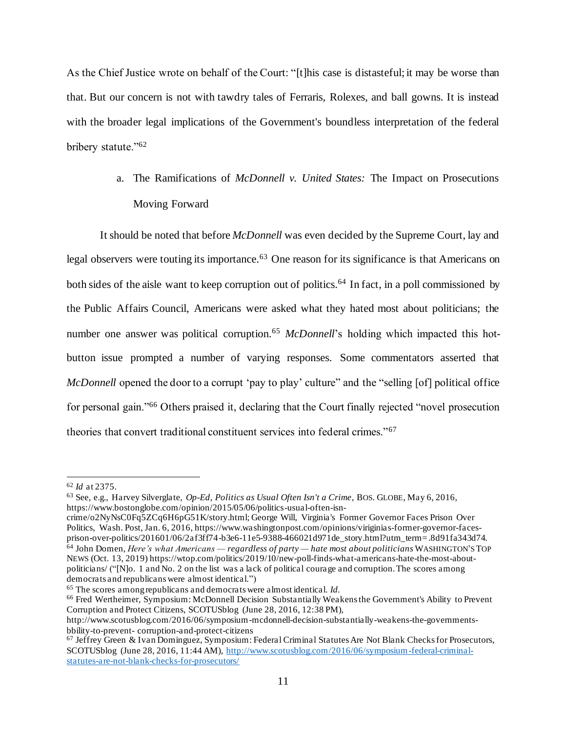As the Chief Justice wrote on behalf of the Court: "[t]his case is distasteful; it may be worse than that. But our concern is not with tawdry tales of Ferraris, Rolexes, and ball gowns. It is instead with the broader legal implications of the Government's boundless interpretation of the federal bribery statute."[62]

a. The Ramifications of *McDonnell v. United States:* The Impact on Prosecutions Moving Forward

It should be noted that before *McDonnell* was even decided by the Supreme Court, lay and legal observers were touting its importance.[63] One reason for its significance is that Americans on both sides of the aisle want to keep corruption out of politics.[64] In fact, in a poll commissioned by the Public Affairs Council, Americans were asked what they hated most about politicians; the number one answer was political corruption.[65] *McDonnell*'s holding which impacted this hot-button issue prompted a number of varying responses. Some commentators asserted that *McDonnell* opened the door to a corrupt 'pay to play' culture" and the "selling [of] political office for personal gain."[66] Others praised it, declaring that the Court finally rejected "novel prosecution theories that convert traditional constituent services into federal crimes."[67]

---

[62] *Id* at 2375.

[63] See, e.g., Harvey Silverglate, *Op-Ed, Politics as Usual Often Isn't a Crime*, BOS. GLOBE, May 6, 2016, https://www.bostonglobe.com/opinion/2015/05/06/politics-usual-often-isn-crime/o2NyNsC0Fq5ZCq6H6pG51K/story.html; George Will, Virginia's Former Governor Faces Prison Over Politics, Wash. Post, Jan. 6, 2016, https://www.washingtonpost.com/opinions/viriginias-former-governor-faces-prison-over-politics/201601/06/2af3ff74-b3e6-11e5-9388-466021d971de_story.html?utm_term=.8d91fa343d74.

[64] John Domen, *Here's what Americans — regardless of party — hate most about politicians* WASHINGTON'S TOP NEWS (Oct. 13, 2019) https://wtop.com/politics/2019/10/new-poll-finds-what-americans-hate-the-most-about-politicians/ ("[N]o. 1 and No. 2 on the list was a lack of political courage and corruption. The scores among democrats and republicans were almost identical.")

[65] The scores among republicans and democrats were almost identical. *Id.*

[66] Fred Wertheimer, Symposium: McDonnell Decision Substantially Weakens the Government's Ability to Prevent Corruption and Protect Citizens, SCOTUSblog (June 28, 2016, 12:38 PM), http://www.scotusblog.com/2016/06/symposium-mcdonnell-decision-substantially-weakens-the-governments-bbility-to-prevent- corruption-and-protect-citizens

[67] Jeffrey Green & Ivan Dominguez, Symposium: Federal Criminal Statutes Are Not Blank Checks for Prosecutors, SCOTUSblog (June 28, 2016, 11:44 AM), http://www.scotusblog.com/2016/06/symposium-federal-criminal-statutes-are-not-blank-checks-for-prosecutors/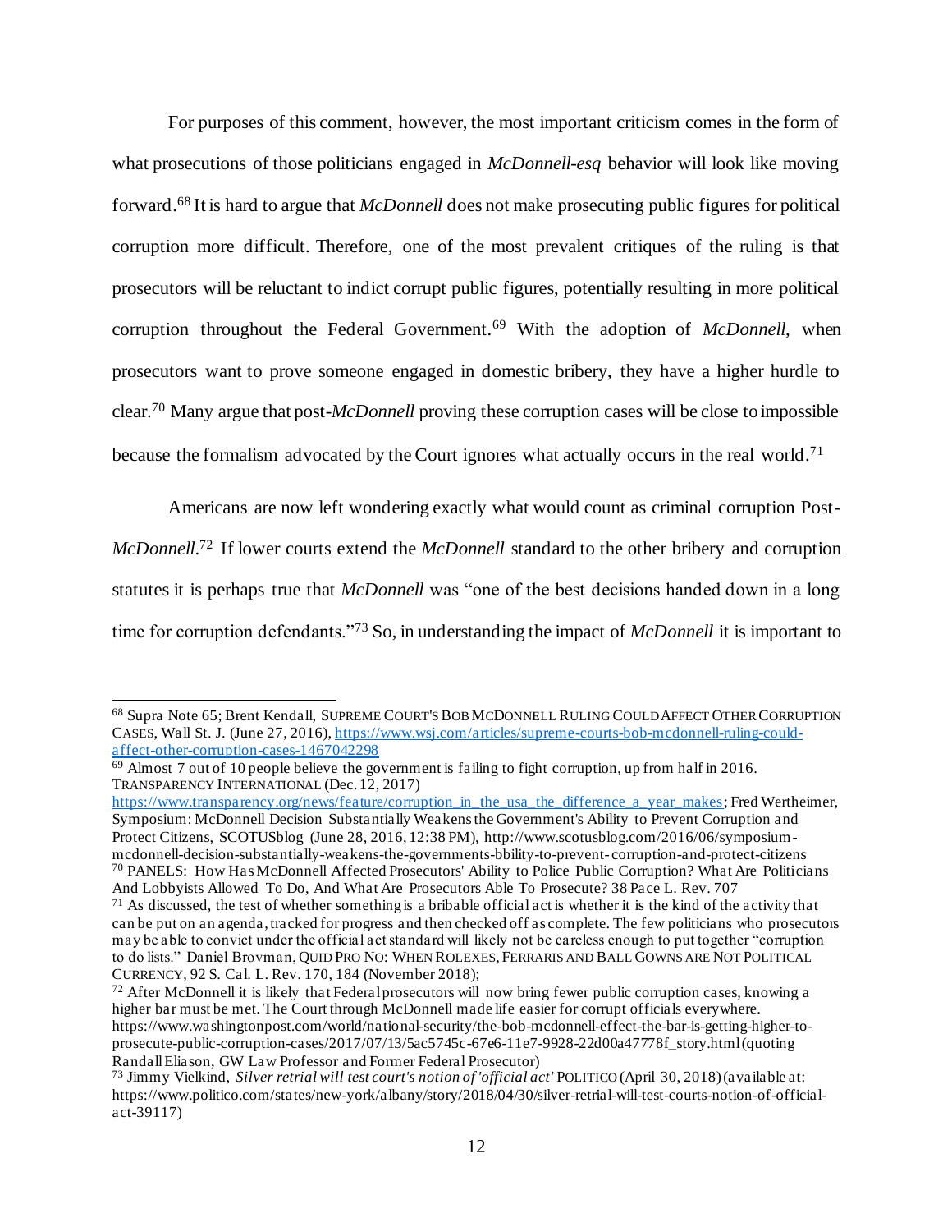For purposes of this comment, however, the most important criticism comes in the form of what prosecutions of those politicians engaged in *McDonnell-esq* behavior will look like moving forward.[68] It is hard to argue that *McDonnell* does not make prosecuting public figures for political corruption more difficult. Therefore, one of the most prevalent critiques of the ruling is that prosecutors will be reluctant to indict corrupt public figures, potentially resulting in more political corruption throughout the Federal Government.[69] With the adoption of *McDonnell*, when prosecutors want to prove someone engaged in domestic bribery, they have a higher hurdle to clear.[70] Many argue that post-*McDonnell* proving these corruption cases will be close to impossible because the formalism advocated by the Court ignores what actually occurs in the real world.[71]

Americans are now left wondering exactly what would count as criminal corruption Post-*McDonnell*.[72] If lower courts extend the *McDonnell* standard to the other bribery and corruption statutes it is perhaps true that *McDonnell* was "one of the best decisions handed down in a long time for corruption defendants."[73] So, in understanding the impact of *McDonnell* it is important to

---

[68] Supra Note 65; Brent Kendall, SUPREME COURT'S BOB MCDONNELL RULING COULD AFFECT OTHER CORRUPTION CASES, Wall St. J. (June 27, 2016), https://www.wsj.com/articles/supreme-courts-bob-mcdonnell-ruling-could-affect-other-corruption-cases-1467042298

[69] Almost 7 out of 10 people believe the government is failing to fight corruption, up from half in 2016. TRANSPARENCY INTERNATIONAL (Dec. 12, 2017) https://www.transparency.org/news/feature/corruption_in_the_usa_the_difference_a_year_makes; Fred Wertheimer, Symposium: McDonnell Decision Substantially Weakens the Government's Ability to Prevent Corruption and Protect Citizens, SCOTUSblog (June 28, 2016, 12:38 PM), http://www.scotusblog.com/2016/06/symposium-mcdonnell-decision-substantially-weakens-the-governments-bbility-to-prevent-corruption-and-protect-citizens

[70] PANELS: How Has McDonnell Affected Prosecutors' Ability to Police Public Corruption? What Are Politicians And Lobbyists Allowed To Do, And What Are Prosecutors Able To Prosecute? 38 Pace L. Rev. 707

[71] As discussed, the test of whether something is a bribable official act is whether it is the kind of the activity that can be put on an agenda, tracked for progress and then checked off as complete. The few politicians who prosecutors may be able to convict under the official act standard will likely not be careless enough to put together "corruption to do lists." Daniel Brovman, QUID PRO NO: WHEN ROLEXES, FERRARIS AND BALL GOWNS ARE NOT POLITICAL CURRENCY, 92 S. Cal. L. Rev. 170, 184 (November 2018);

[72] After McDonnell it is likely that Federal prosecutors will now bring fewer public corruption cases, knowing a higher bar must be met. The Court through McDonnell made life easier for corrupt officials everywhere. https://www.washingtonpost.com/world/national-security/the-bob-mcdonnell-effect-the-bar-is-getting-higher-to-prosecute-public-corruption-cases/2017/07/13/5ac5745c-67e6-11e7-9928-22d00a47778f_story.html (quoting Randall Eliason, GW Law Professor and Former Federal Prosecutor)

[73] Jimmy Vielkind, *Silver retrial will test court's notion of 'official act'* POLITICO (April 30, 2018) (available at: https://www.politico.com/states/new-york/albany/story/2018/04/30/silver-retrial-will-test-courts-notion-of-official-act-39117)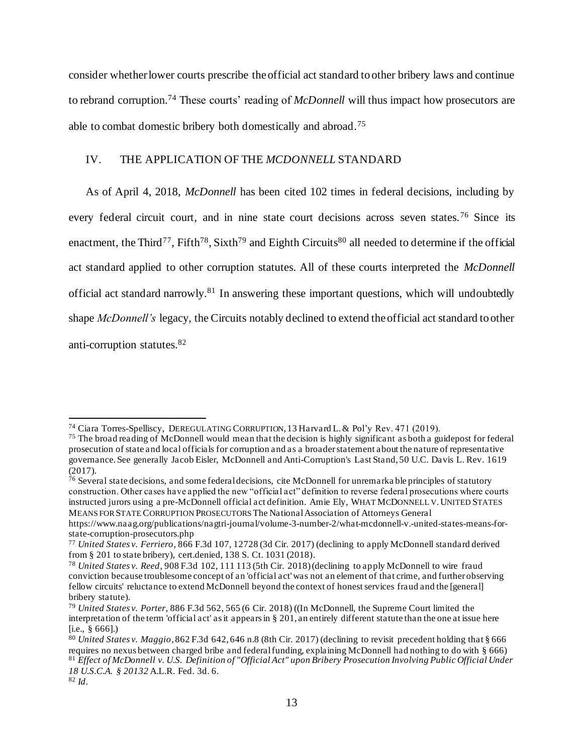consider whether lower courts prescribe the official act standard to other bribery laws and continue to rebrand corruption.[74] These courts' reading of *McDonnell* will thus impact how prosecutors are able to combat domestic bribery both domestically and abroad.[75]

## IV. THE APPLICATION OF THE *MCDONNELL* STANDARD

As of April 4, 2018, *McDonnell* has been cited 102 times in federal decisions, including by every federal circuit court, and in nine state court decisions across seven states.[76] Since its enactment, the Third[77], Fifth[78], Sixth[79] and Eighth Circuits[80] all needed to determine if the official act standard applied to other corruption statutes. All of these courts interpreted the *McDonnell* official act standard narrowly.[81] In answering these important questions, which will undoubtedly shape *McDonnell's* legacy, the Circuits notably declined to extend the official act standard to other anti-corruption statutes.[82]

---

[74] Ciara Torres-Spelliscy, DEREGULATING CORRUPTION, 13 Harvard L. & Pol'y Rev. 471 (2019).

[75] The broad reading of McDonnell would mean that the decision is highly significant as both a guidepost for federal prosecution of state and local officials for corruption and as a broader statement about the nature of representative governance. See generally Jacob Eisler, McDonnell and Anti-Corruption's Last Stand, 50 U.C. Davis L. Rev. 1619 (2017).

[76] Several state decisions, and some federal decisions, cite McDonnell for unremarkable principles of statutory construction. Other cases have applied the new "official act" definition to reverse federal prosecutions where courts instructed jurors using a pre-McDonnell official act definition. Amie Ely, WHAT MCDONNELL V. UNITED STATES MEANS FOR STATE CORRUPTION PROSECUTORS The National Association of Attorneys General https://www.naag.org/publications/nagtri-journal/volume-3-number-2/what-mcdonnell-v.-united-states-means-for-state-corruption-prosecutors.php

[77] *United States v. Ferriero*, 866 F.3d 107, 12728 (3d Cir. 2017) (declining to apply McDonnell standard derived from § 201 to state bribery), cert.denied, 138 S. Ct. 1031 (2018).

[78] *United States v. Reed*, 908 F.3d 102, 111 113 (5th Cir. 2018) (declining to apply McDonnell to wire fraud conviction because troublesome concept of an 'official act' was not an element of that crime, and further observing fellow circuits' reluctance to extend McDonnell beyond the context of honest services fraud and the [general] bribery statute).

[79] *United States v. Porter*, 886 F.3d 562, 565 (6 Cir. 2018) ((In McDonnell, the Supreme Court limited the interpretation of the term 'official act' as it appears in § 201, an entirely different statute than the one at issue here [i.e., § 666].)

[80] *United States v. Maggio*, 862 F.3d 642, 646 n.8 (8th Cir. 2017) (declining to revisit precedent holding that § 666 requires no nexus between charged bribe and federal funding, explaining McDonnell had nothing to do with § 666)

[81] *Effect of McDonnell v. U.S. Definition of "Official Act" upon Bribery Prosecution Involving Public Official Under 18 U.S.C.A. § 20132* A.L.R. Fed. 3d. 6.

[82] *Id*.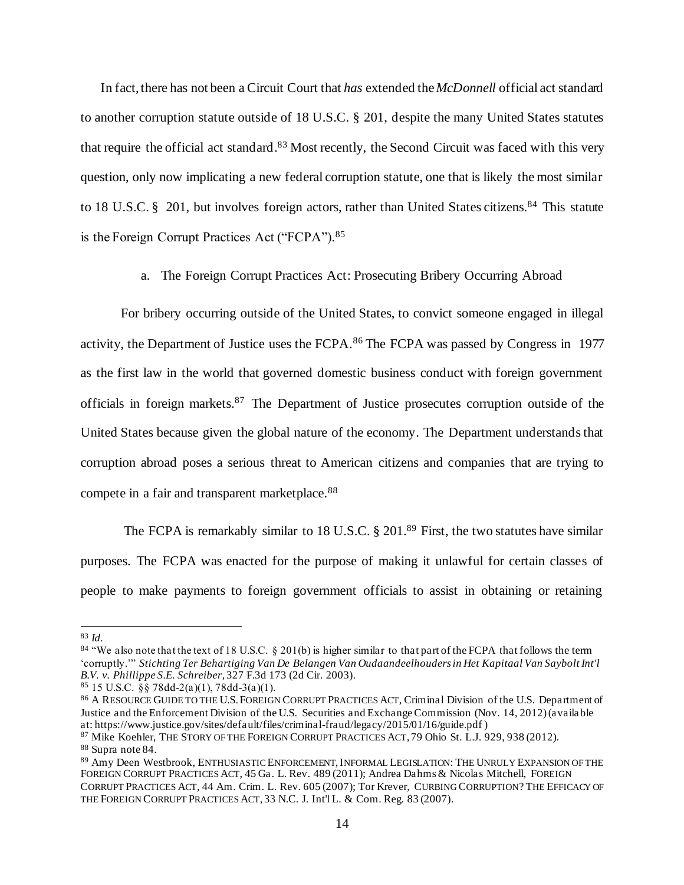In fact, there has not been a Circuit Court that *has* extended the *McDonnell* official act standard to another corruption statute outside of 18 U.S.C. § 201, despite the many United States statutes that require the official act standard.[83] Most recently, the Second Circuit was faced with this very question, only now implicating a new federal corruption statute, one that is likely the most similar to 18 U.S.C. § 201, but involves foreign actors, rather than United States citizens.[84] This statute is the Foreign Corrupt Practices Act ("FCPA").[85]

a. The Foreign Corrupt Practices Act: Prosecuting Bribery Occurring Abroad

For bribery occurring outside of the United States, to convict someone engaged in illegal activity, the Department of Justice uses the FCPA.[86] The FCPA was passed by Congress in 1977 as the first law in the world that governed domestic business conduct with foreign government officials in foreign markets.[87] The Department of Justice prosecutes corruption outside of the United States because given the global nature of the economy. The Department understands that corruption abroad poses a serious threat to American citizens and companies that are trying to compete in a fair and transparent marketplace.[88]

The FCPA is remarkably similar to 18 U.S.C. § 201.[89] First, the two statutes have similar purposes. The FCPA was enacted for the purpose of making it unlawful for certain classes of people to make payments to foreign government officials to assist in obtaining or retaining

---

[83] *Id.*

[84] "We also note that the text of 18 U.S.C. § 201(b) is higher similar to that part of the FCPA that follows the term 'corruptly.'" *Stichting Ter Behartiging Van De Belangen Van Oudaandeelhouders in Het Kapitaal Van Saybolt Int'l B.V. v. Phillippe S.E. Schreiber*, 327 F.3d 173 (2d Cir. 2003).

[85] 15 U.S.C. §§ 78dd-2(a)(1), 78dd-3(a)(1).

[86] A RESOURCE GUIDE TO THE U.S. FOREIGN CORRUPT PRACTICES ACT, Criminal Division of the U.S. Department of Justice and the Enforcement Division of the U.S. Securities and Exchange Commission (Nov. 14, 2012) (available at: https://www.justice.gov/sites/default/files/criminal-fraud/legacy/2015/01/16/guide.pdf )

[87] Mike Koehler, THE STORY OF THE FOREIGN CORRUPT PRACTICES ACT, 79 Ohio St. L.J. 929, 938 (2012).

[88] Supra note 84.

[89] Amy Deen Westbrook, ENTHUSIASTIC ENFORCEMENT, INFORMAL LEGISLATION: THE UNRULY EXPANSION OF THE FOREIGN CORRUPT PRACTICES ACT, 45 Ga. L. Rev. 489 (2011); Andrea Dahms & Nicolas Mitchell, FOREIGN CORRUPT PRACTICES ACT, 44 Am. Crim. L. Rev. 605 (2007); Tor Krever, CURBING CORRUPTION? THE EFFICACY OF THE FOREIGN CORRUPT PRACTICES ACT, 33 N.C. J. Int'l L. & Com. Reg. 83 (2007).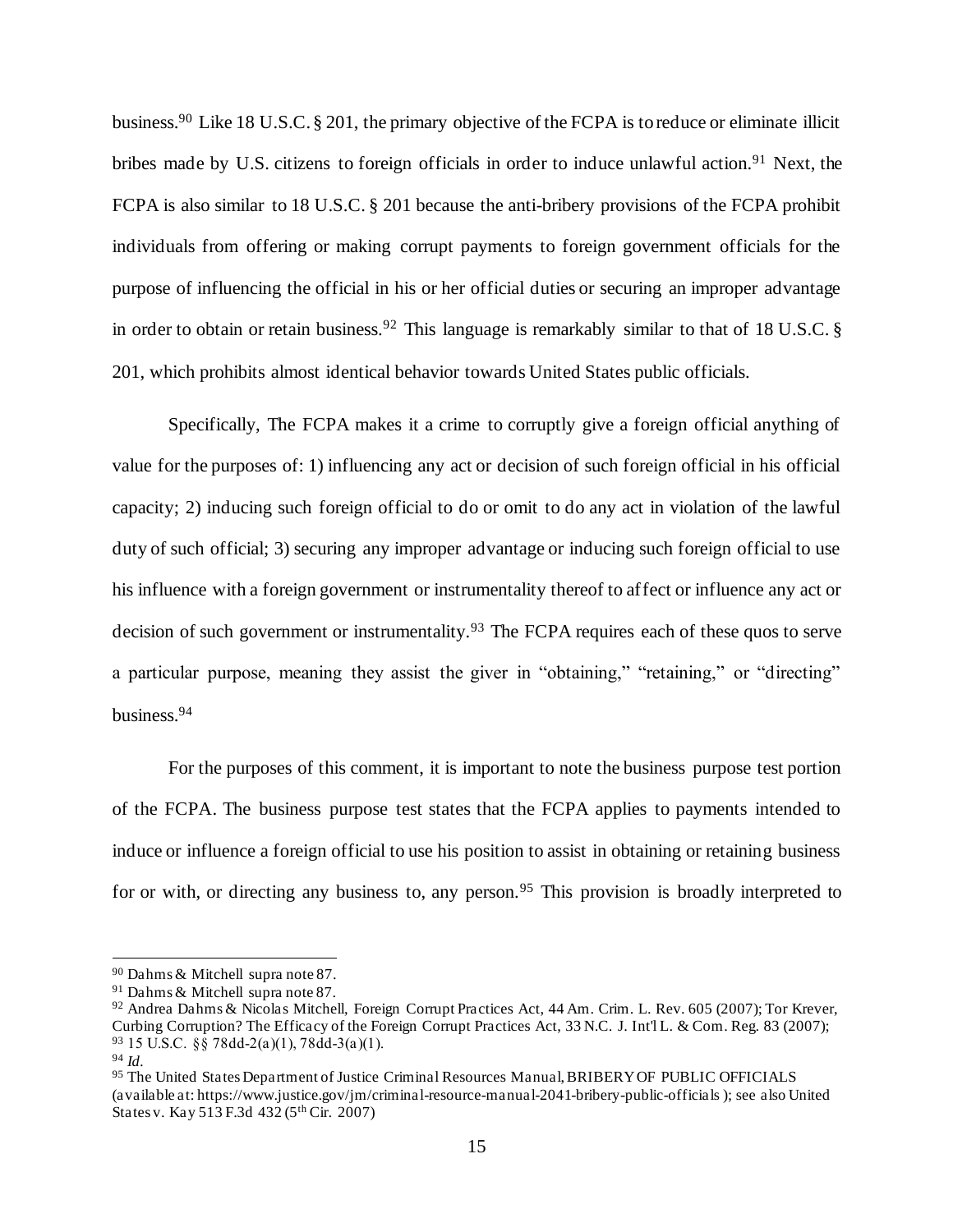business.[90] Like 18 U.S.C. § 201, the primary objective of the FCPA is to reduce or eliminate illicit bribes made by U.S. citizens to foreign officials in order to induce unlawful action.[91] Next, the FCPA is also similar to 18 U.S.C. § 201 because the anti-bribery provisions of the FCPA prohibit individuals from offering or making corrupt payments to foreign government officials for the purpose of influencing the official in his or her official duties or securing an improper advantage in order to obtain or retain business.[92] This language is remarkably similar to that of 18 U.S.C. § 201, which prohibits almost identical behavior towards United States public officials.

Specifically, The FCPA makes it a crime to corruptly give a foreign official anything of value for the purposes of: 1) influencing any act or decision of such foreign official in his official capacity; 2) inducing such foreign official to do or omit to do any act in violation of the lawful duty of such official; 3) securing any improper advantage or inducing such foreign official to use his influence with a foreign government or instrumentality thereof to affect or influence any act or decision of such government or instrumentality.[93] The FCPA requires each of these quos to serve a particular purpose, meaning they assist the giver in "obtaining," "retaining," or "directing" business.[94]

For the purposes of this comment, it is important to note the business purpose test portion of the FCPA. The business purpose test states that the FCPA applies to payments intended to induce or influence a foreign official to use his position to assist in obtaining or retaining business for or with, or directing any business to, any person.[95] This provision is broadly interpreted to

---

[90] Dahms & Mitchell supra note 87.

[91] Dahms & Mitchell supra note 87.

[92] Andrea Dahms & Nicolas Mitchell, Foreign Corrupt Practices Act, 44 Am. Crim. L. Rev. 605 (2007); Tor Krever, Curbing Corruption? The Efficacy of the Foreign Corrupt Practices Act, 33 N.C. J. Int'l L. & Com. Reg. 83 (2007);

[93] 15 U.S.C. §§ 78dd-2(a)(1), 78dd-3(a)(1).

[94] *Id.*

[95] The United States Department of Justice Criminal Resources Manual, BRIBERY OF PUBLIC OFFICIALS (available at: https://www.justice.gov/jm/criminal-resource-manual-2041-bribery-public-officials ); see also United States v. Kay 513 F.3d 432 (5th Cir. 2007)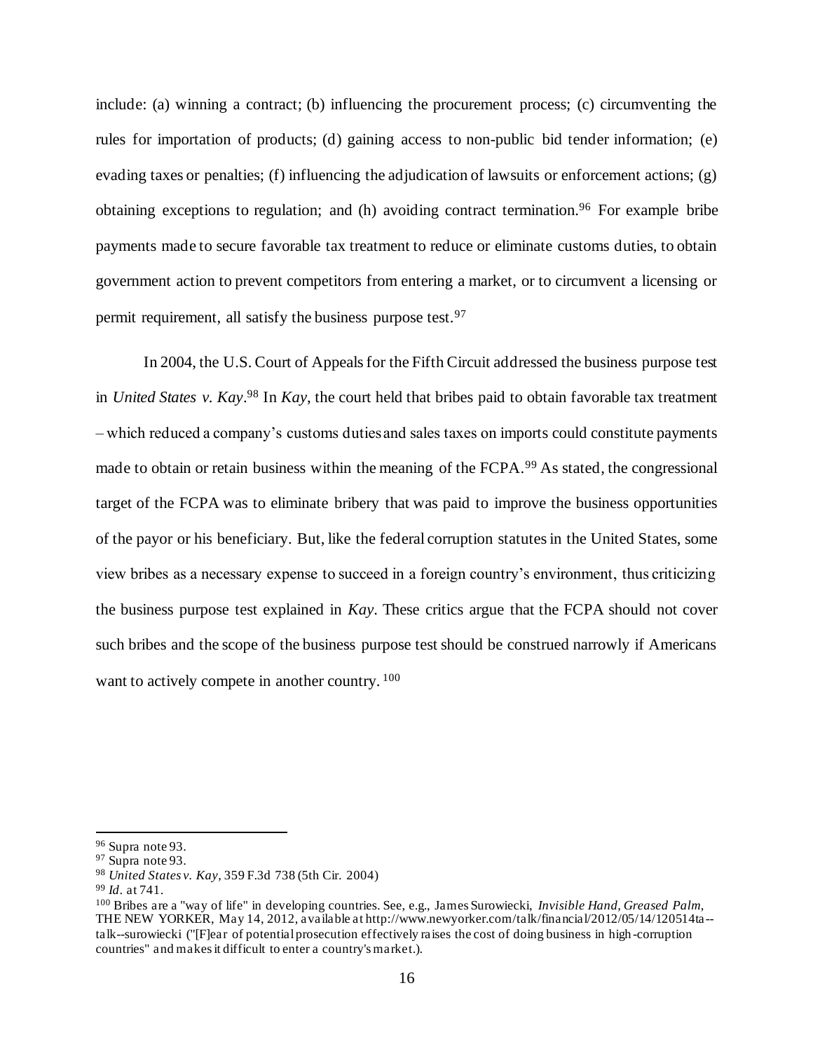include: (a) winning a contract; (b) influencing the procurement process; (c) circumventing the rules for importation of products; (d) gaining access to non-public bid tender information; (e) evading taxes or penalties; (f) influencing the adjudication of lawsuits or enforcement actions; (g) obtaining exceptions to regulation; and (h) avoiding contract termination.[96] For example bribe payments made to secure favorable tax treatment to reduce or eliminate customs duties, to obtain government action to prevent competitors from entering a market, or to circumvent a licensing or permit requirement, all satisfy the business purpose test.[97]

In 2004, the U.S. Court of Appeals for the Fifth Circuit addressed the business purpose test in *United States v. Kay*.[98] In *Kay*, the court held that bribes paid to obtain favorable tax treatment – which reduced a company's customs duties and sales taxes on imports could constitute payments made to obtain or retain business within the meaning of the FCPA.[99] As stated, the congressional target of the FCPA was to eliminate bribery that was paid to improve the business opportunities of the payor or his beneficiary. But, like the federal corruption statutes in the United States, some view bribes as a necessary expense to succeed in a foreign country's environment, thus criticizing the business purpose test explained in *Kay*. These critics argue that the FCPA should not cover such bribes and the scope of the business purpose test should be construed narrowly if Americans want to actively compete in another country.[100]

---

[96] Supra note 93.

[97] Supra note 93.

[98] *United States v. Kay*, 359 F.3d 738 (5th Cir. 2004)

[99] *Id*. at 741.

[100] Bribes are a "way of life" in developing countries. See, e.g., James Surowiecki, *Invisible Hand, Greased Palm*, THE NEW YORKER, May 14, 2012, available at http://www.newyorker.com/talk/financial/2012/05/14/120514ta--talk--surowiecki ("[F]ear of potential prosecution effectively raises the cost of doing business in high-corruption countries" and makes it difficult to enter a country's market.).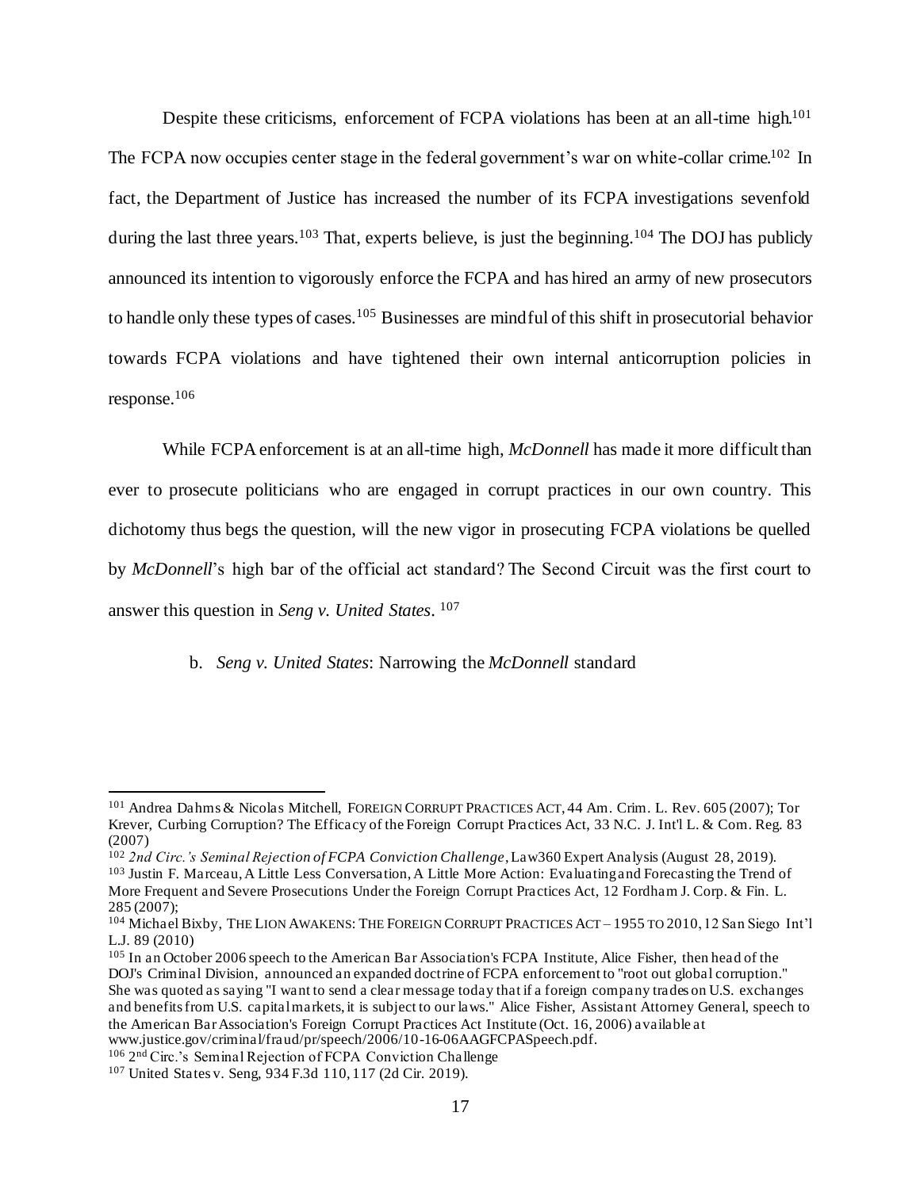Despite these criticisms, enforcement of FCPA violations has been at an all-time high.[101] The FCPA now occupies center stage in the federal government's war on white-collar crime.[102] In fact, the Department of Justice has increased the number of its FCPA investigations sevenfold during the last three years.[103] That, experts believe, is just the beginning.[104] The DOJ has publicly announced its intention to vigorously enforce the FCPA and has hired an army of new prosecutors to handle only these types of cases.[105] Businesses are mindful of this shift in prosecutorial behavior towards FCPA violations and have tightened their own internal anticorruption policies in response.[106]

While FCPA enforcement is at an all-time high, *McDonnell* has made it more difficult than ever to prosecute politicians who are engaged in corrupt practices in our own country. This dichotomy thus begs the question, will the new vigor in prosecuting FCPA violations be quelled by *McDonnell*'s high bar of the official act standard? The Second Circuit was the first court to answer this question in *Seng v. United States*. [107]

b. *Seng v. United States*: Narrowing the *McDonnell* standard

---

[101] Andrea Dahms & Nicolas Mitchell, FOREIGN CORRUPT PRACTICES ACT, 44 Am. Crim. L. Rev. 605 (2007); Tor Krever, Curbing Corruption? The Efficacy of the Foreign Corrupt Practices Act, 33 N.C. J. Int'l L. & Com. Reg. 83 (2007)

[102] *2nd Circ.'s Seminal Rejection of FCPA Conviction Challenge*, Law360 Expert Analysis (August 28, 2019).

[103] Justin F. Marceau, A Little Less Conversation, A Little More Action: Evaluating and Forecasting the Trend of More Frequent and Severe Prosecutions Under the Foreign Corrupt Practices Act, 12 Fordham J. Corp. & Fin. L. 285 (2007);

[104] Michael Bixby, THE LION AWAKENS: THE FOREIGN CORRUPT PRACTICES ACT – 1955 TO 2010, 12 San Siego Int'l L.J. 89 (2010)

[105] In an October 2006 speech to the American Bar Association's FCPA Institute, Alice Fisher, then head of the DOJ's Criminal Division, announced an expanded doctrine of FCPA enforcement to "root out global corruption." She was quoted as saying "I want to send a clear message today that if a foreign company trades on U.S. exchanges and benefits from U.S. capital markets, it is subject to our laws." Alice Fisher, Assistant Attorney General, speech to the American Bar Association's Foreign Corrupt Practices Act Institute (Oct. 16, 2006) available at www.justice.gov/criminal/fraud/pr/speech/2006/10-16-06AAGFCPASpeech.pdf.

[106] 2nd Circ.'s Seminal Rejection of FCPA Conviction Challenge

[107] United States v. Seng, 934 F.3d 110, 117 (2d Cir. 2019).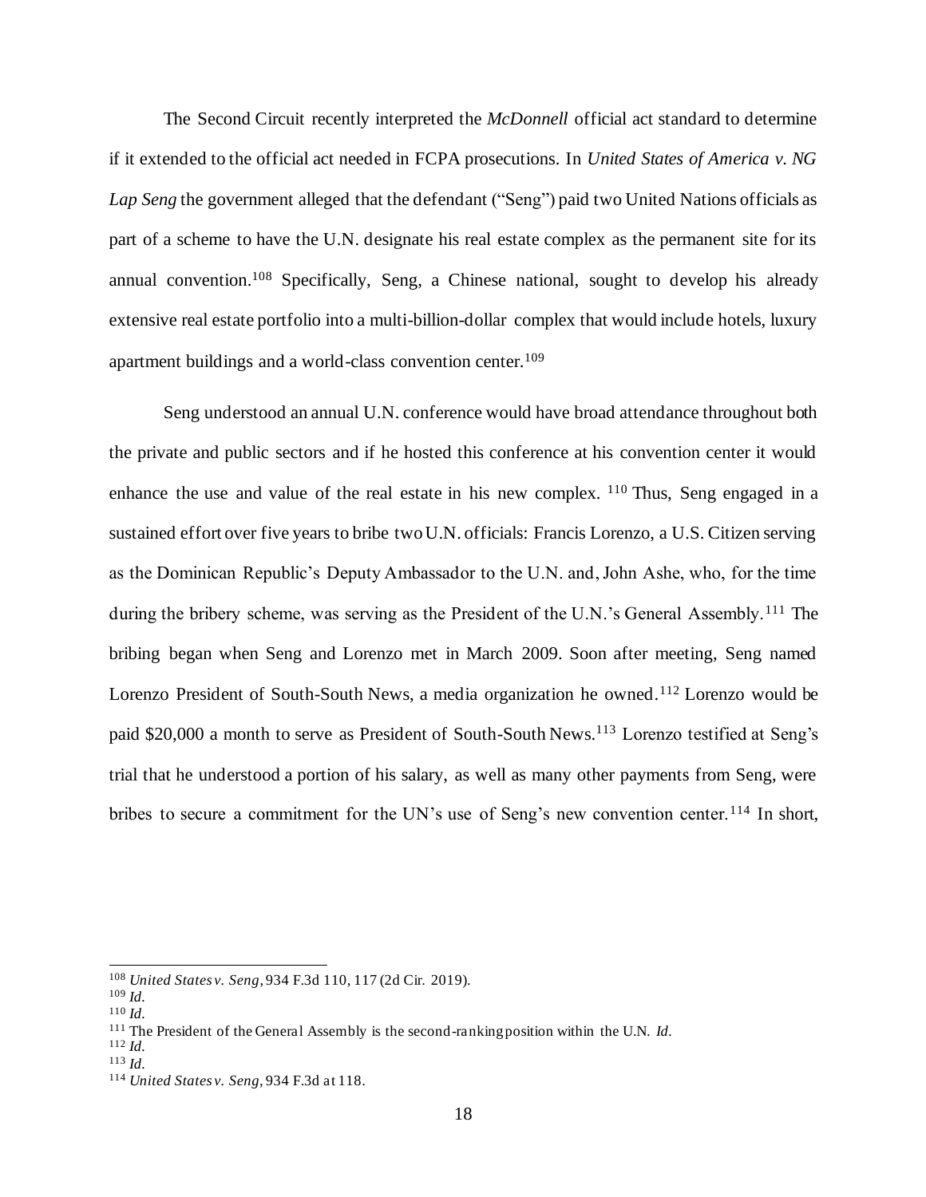The Second Circuit recently interpreted the *McDonnell* official act standard to determine if it extended to the official act needed in FCPA prosecutions. In *United States of America v. NG Lap Seng* the government alleged that the defendant ("Seng") paid two United Nations officials as part of a scheme to have the U.N. designate his real estate complex as the permanent site for its annual convention.[108] Specifically, Seng, a Chinese national, sought to develop his already extensive real estate portfolio into a multi-billion-dollar complex that would include hotels, luxury apartment buildings and a world-class convention center.[109]

Seng understood an annual U.N. conference would have broad attendance throughout both the private and public sectors and if he hosted this conference at his convention center it would enhance the use and value of the real estate in his new complex. [110] Thus, Seng engaged in a sustained effort over five years to bribe two U.N. officials: Francis Lorenzo, a U.S. Citizen serving as the Dominican Republic's Deputy Ambassador to the U.N. and, John Ashe, who, for the time during the bribery scheme, was serving as the President of the U.N.'s General Assembly.[111] The bribing began when Seng and Lorenzo met in March 2009. Soon after meeting, Seng named Lorenzo President of South-South News, a media organization he owned.[112] Lorenzo would be paid $20,000 a month to serve as President of South-South News.[113] Lorenzo testified at Seng's trial that he understood a portion of his salary, as well as many other payments from Seng, were bribes to secure a commitment for the UN's use of Seng's new convention center.[114] In short,

---

[108] *United States v. Seng*, 934 F.3d 110, 117 (2d Cir. 2019).

[109] *Id.*

[110] *Id.*

[111] The President of the General Assembly is the second-ranking position within the U.N. *Id.*

[112] *Id.*

[113] *Id.*

[114] *United States v. Seng*, 934 F.3d at 118.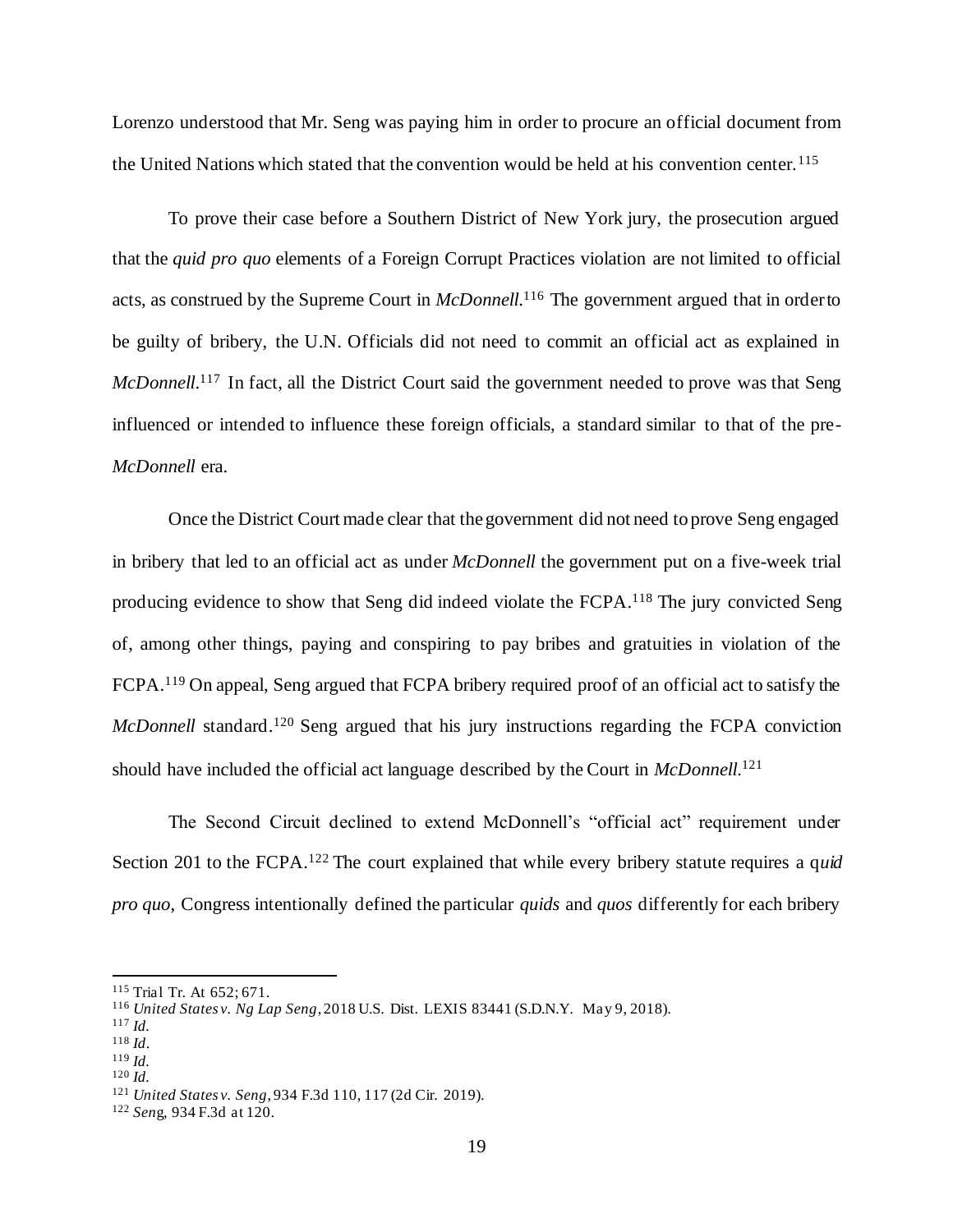Lorenzo understood that Mr. Seng was paying him in order to procure an official document from the United Nations which stated that the convention would be held at his convention center.[115]

To prove their case before a Southern District of New York jury, the prosecution argued that the *quid pro quo* elements of a Foreign Corrupt Practices violation are not limited to official acts, as construed by the Supreme Court in *McDonnell*.[116] The government argued that in order to be guilty of bribery, the U.N. Officials did not need to commit an official act as explained in *McDonnell*.[117] In fact, all the District Court said the government needed to prove was that Seng influenced or intended to influence these foreign officials, a standard similar to that of the pre-*McDonnell* era.

Once the District Court made clear that the government did not need to prove Seng engaged in bribery that led to an official act as under *McDonnell* the government put on a five-week trial producing evidence to show that Seng did indeed violate the FCPA.[118] The jury convicted Seng of, among other things, paying and conspiring to pay bribes and gratuities in violation of the FCPA.[119] On appeal, Seng argued that FCPA bribery required proof of an official act to satisfy the *McDonnell* standard.[120] Seng argued that his jury instructions regarding the FCPA conviction should have included the official act language described by the Court in *McDonnell*.[121]

The Second Circuit declined to extend McDonnell's "official act" requirement under Section 201 to the FCPA.[122] The court explained that while every bribery statute requires a q*uid pro quo*, Congress intentionally defined the particular *quids* and *quos* differently for each bribery

---

[115] Trial Tr. At 652; 671.

[116] *United States v. Ng Lap Seng*, 2018 U.S. Dist. LEXIS 83441 (S.D.N.Y. May 9, 2018).

[117] *Id.*

[118] *Id.*

[119] *Id.*

[120] *Id.*

[121] *United States v. Seng*, 934 F.3d 110, 117 (2d Cir. 2019).

[122] *Seng*, 934 F.3d at 120.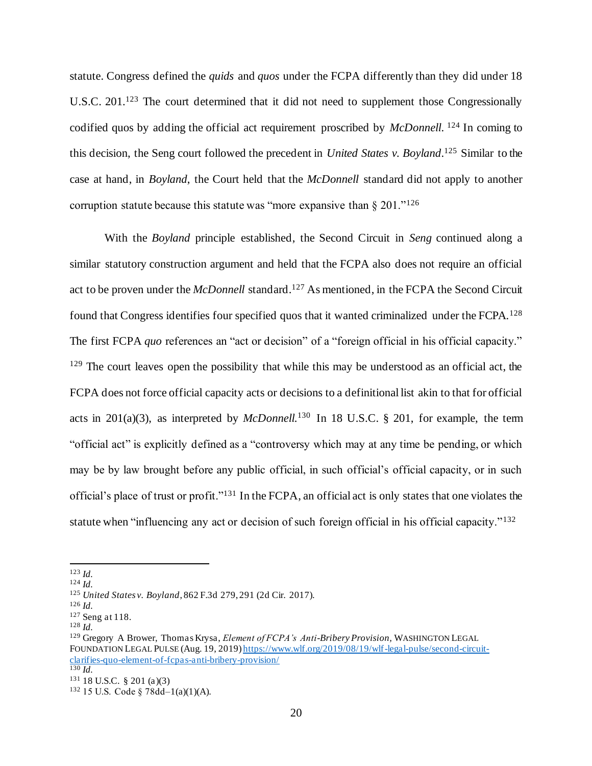statute. Congress defined the *quids* and *quos* under the FCPA differently than they did under 18 U.S.C. 201.[123] The court determined that it did not need to supplement those Congressionally codified quos by adding the official act requirement proscribed by *McDonnell.* [124] In coming to this decision, the Seng court followed the precedent in *United States v. Boyland*.[125] Similar to the case at hand, in *Boyland*, the Court held that the *McDonnell* standard did not apply to another corruption statute because this statute was "more expansive than § 201."[126]

With the *Boyland* principle established, the Second Circuit in *Seng* continued along a similar statutory construction argument and held that the FCPA also does not require an official act to be proven under the *McDonnell* standard.[127] As mentioned, in the FCPA the Second Circuit found that Congress identifies four specified quos that it wanted criminalized under the FCPA.[128] The first FCPA *quo* references an "act or decision" of a "foreign official in his official capacity." [129] The court leaves open the possibility that while this may be understood as an official act, the FCPA does not force official capacity acts or decisions to a definitional list akin to that for official acts in 201(a)(3), as interpreted by *McDonnell.*[130] In 18 U.S.C. § 201, for example, the term "official act" is explicitly defined as a "controversy which may at any time be pending, or which may be by law brought before any public official, in such official's official capacity, or in such official's place of trust or profit."[131] In the FCPA, an official act is only states that one violates the statute when "influencing any act or decision of such foreign official in his official capacity."[132]

---

[123] *Id.*

[124] *Id.*

[125] *United States v. Boyland*, 862 F.3d 279, 291 (2d Cir. 2017).

[126] *Id.*

[127] Seng at 118.

[128] *Id.*

[129] Gregory A Brower, Thomas Krysa, *Element of FCPA's Anti-Bribery Provision*, WASHINGTON LEGAL FOUNDATION LEGAL PULSE (Aug. 19, 2019) https://www.wlf.org/2019/08/19/wlf-legal-pulse/second-circuit-clarifies-quo-element-of-fcpas-anti-bribery-provision/

[130] *Id.*

[131] 18 U.S.C. § 201 (a)(3)

[132] 15 U.S. Code § 78dd–1(a)(1)(A).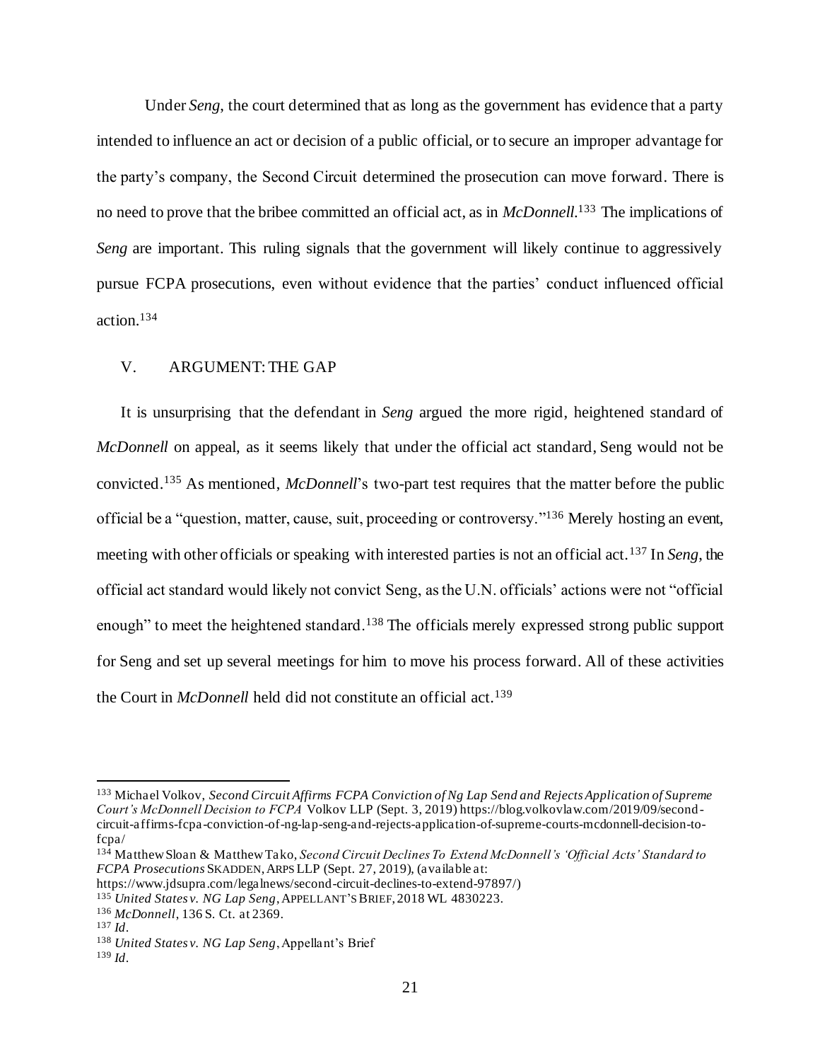Under *Seng*, the court determined that as long as the government has evidence that a party intended to influence an act or decision of a public official, or to secure an improper advantage for the party's company, the Second Circuit determined the prosecution can move forward. There is no need to prove that the bribee committed an official act, as in *McDonnell*.[133] The implications of *Seng* are important. This ruling signals that the government will likely continue to aggressively pursue FCPA prosecutions, even without evidence that the parties' conduct influenced official action.[134]

## V. ARGUMENT: THE GAP

It is unsurprising that the defendant in *Seng* argued the more rigid, heightened standard of *McDonnell* on appeal, as it seems likely that under the official act standard, Seng would not be convicted.[135] As mentioned, *McDonnell*'s two-part test requires that the matter before the public official be a "question, matter, cause, suit, proceeding or controversy."[136] Merely hosting an event, meeting with other officials or speaking with interested parties is not an official act.[137] In *Seng*, the official act standard would likely not convict Seng, as the U.N. officials' actions were not "official enough" to meet the heightened standard.[138] The officials merely expressed strong public support for Seng and set up several meetings for him to move his process forward. All of these activities the Court in *McDonnell* held did not constitute an official act.[139]

---

[133] Michael Volkov, *Second Circuit Affirms FCPA Conviction of Ng Lap Send and Rejects Application of Supreme Court's McDonnell Decision to FCPA* Volkov LLP (Sept. 3, 2019) https://blog.volkovlaw.com/2019/09/second-circuit-affirms-fcpa-conviction-of-ng-lap-seng-and-rejects-application-of-supreme-courts-mcdonnell-decision-to-fcpa/

[134] Matthew Sloan & Matthew Tako, *Second Circuit Declines To Extend McDonnell's 'Official Acts' Standard to FCPA Prosecutions* SKADDEN, ARPS LLP (Sept. 27, 2019), (available at: https://www.jdsupra.com/legalnews/second-circuit-declines-to-extend-97897/)

[135] *United States v. NG Lap Seng*, APPELLANT'S BRIEF, 2018 WL 4830223.

[136] *McDonnell*, 136 S. Ct. at 2369.

[137] *Id*.

[138] *United States v. NG Lap Seng*, Appellant's Brief

[139] *Id*.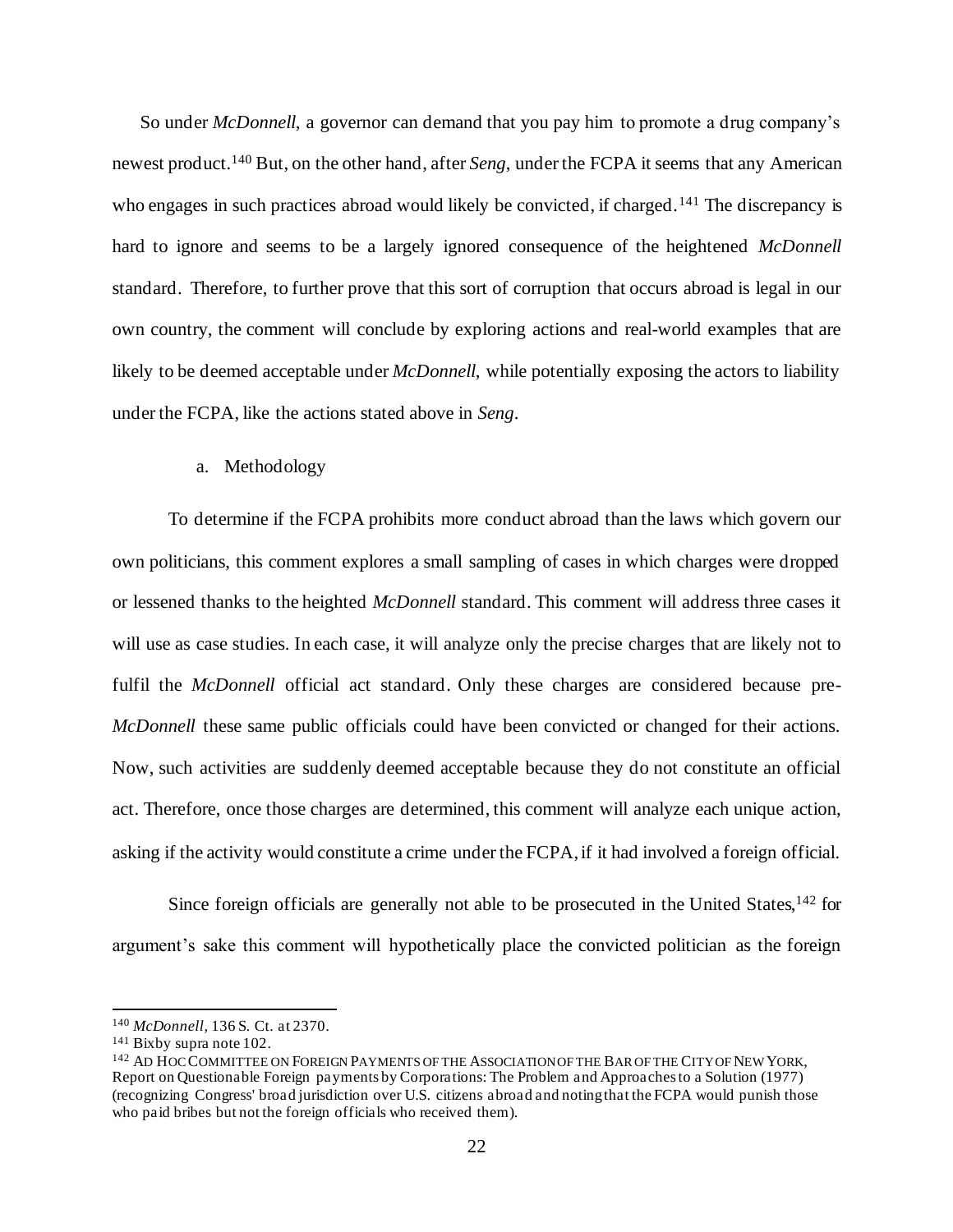So under *McDonnell*, a governor can demand that you pay him to promote a drug company's newest product.[140] But, on the other hand, after *Seng*, under the FCPA it seems that any American who engages in such practices abroad would likely be convicted, if charged.[141] The discrepancy is hard to ignore and seems to be a largely ignored consequence of the heightened *McDonnell* standard. Therefore, to further prove that this sort of corruption that occurs abroad is legal in our own country, the comment will conclude by exploring actions and real-world examples that are likely to be deemed acceptable under *McDonnell*, while potentially exposing the actors to liability under the FCPA, like the actions stated above in *Seng*.

a. Methodology

To determine if the FCPA prohibits more conduct abroad than the laws which govern our own politicians, this comment explores a small sampling of cases in which charges were dropped or lessened thanks to the heighted *McDonnell* standard. This comment will address three cases it will use as case studies. In each case, it will analyze only the precise charges that are likely not to fulfil the *McDonnell* official act standard. Only these charges are considered because pre-*McDonnell* these same public officials could have been convicted or changed for their actions. Now, such activities are suddenly deemed acceptable because they do not constitute an official act. Therefore, once those charges are determined, this comment will analyze each unique action, asking if the activity would constitute a crime under the FCPA, if it had involved a foreign official.

Since foreign officials are generally not able to be prosecuted in the United States,[142] for argument's sake this comment will hypothetically place the convicted politician as the foreign

---

[140] *McDonnell*, 136 S. Ct. at 2370.

[141] Bixby supra note 102.

[142] AD HOC COMMITTEE ON FOREIGN PAYMENTS OF THE ASSOCIATION OF THE BAR OF THE CITY OF NEW YORK, Report on Questionable Foreign payments by Corporations: The Problem and Approaches to a Solution (1977) (recognizing Congress' broad jurisdiction over U.S. citizens abroad and noting that the FCPA would punish those who paid bribes but not the foreign officials who received them).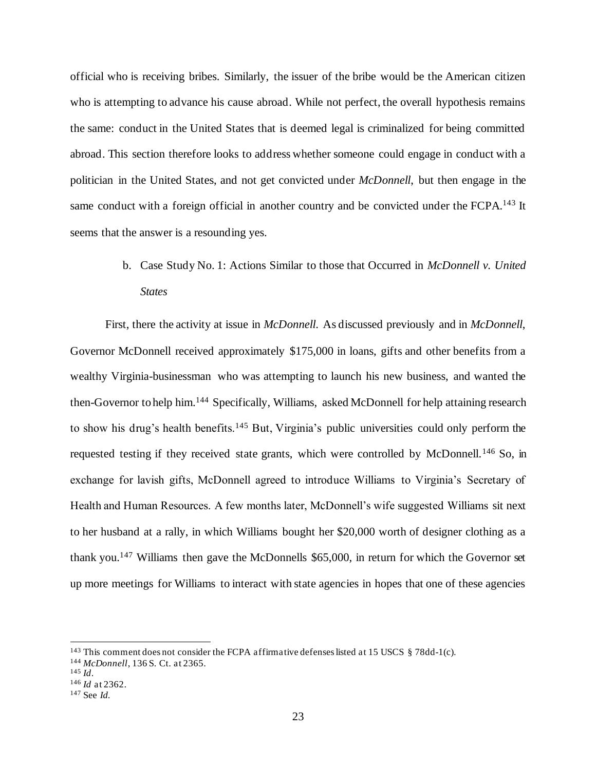official who is receiving bribes. Similarly, the issuer of the bribe would be the American citizen who is attempting to advance his cause abroad. While not perfect, the overall hypothesis remains the same: conduct in the United States that is deemed legal is criminalized for being committed abroad. This section therefore looks to address whether someone could engage in conduct with a politician in the United States, and not get convicted under *McDonnell*, but then engage in the same conduct with a foreign official in another country and be convicted under the FCPA.[143] It seems that the answer is a resounding yes.

### b. Case Study No. 1: Actions Similar to those that Occurred in *McDonnell v. United States*

First, there the activity at issue in *McDonnell.* As discussed previously and in *McDonnell*, Governor McDonnell received approximately $175,000 in loans, gifts and other benefits from a wealthy Virginia-businessman who was attempting to launch his new business, and wanted the then-Governor to help him.[144] Specifically, Williams, asked McDonnell for help attaining research to show his drug's health benefits.[145] But, Virginia's public universities could only perform the requested testing if they received state grants, which were controlled by McDonnell.[146] So, in exchange for lavish gifts, McDonnell agreed to introduce Williams to Virginia's Secretary of Health and Human Resources. A few months later, McDonnell's wife suggested Williams sit next to her husband at a rally, in which Williams bought her $20,000 worth of designer clothing as a thank you.[147] Williams then gave the McDonnells $65,000, in return for which the Governor set up more meetings for Williams to interact with state agencies in hopes that one of these agencies

---

[143] This comment does not consider the FCPA affirmative defenses listed at 15 USCS § 78dd-1(c).

[144] *McDonnell*, 136 S. Ct. at 2365.

[145] *Id*.

[146] *Id* at 2362.

[147] See *Id*.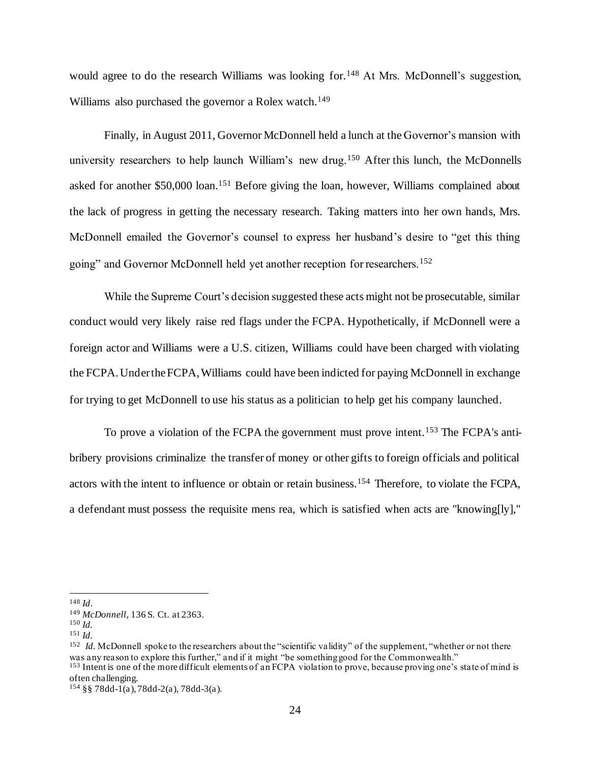would agree to do the research Williams was looking for.[148] At Mrs. McDonnell's suggestion, Williams also purchased the governor a Rolex watch.[149]

Finally, in August 2011, Governor McDonnell held a lunch at the Governor's mansion with university researchers to help launch William's new drug.[150] After this lunch, the McDonnells asked for another $50,000 loan.[151] Before giving the loan, however, Williams complained about the lack of progress in getting the necessary research. Taking matters into her own hands, Mrs. McDonnell emailed the Governor's counsel to express her husband's desire to "get this thing going" and Governor McDonnell held yet another reception for researchers.[152]

While the Supreme Court's decision suggested these acts might not be prosecutable, similar conduct would very likely raise red flags under the FCPA. Hypothetically, if McDonnell were a foreign actor and Williams were a U.S. citizen, Williams could have been charged with violating the FCPA. Under the FCPA, Williams could have been indicted for paying McDonnell in exchange for trying to get McDonnell to use his status as a politician to help get his company launched.

To prove a violation of the FCPA the government must prove intent.[153] The FCPA's anti-bribery provisions criminalize the transfer of money or other gifts to foreign officials and political actors with the intent to influence or obtain or retain business.[154] Therefore, to violate the FCPA, a defendant must possess the requisite mens rea, which is satisfied when acts are "knowing[ly],"

---

[148] *Id.*

[149] *McDonnell*, 136 S. Ct. at 2363.

[150] *Id.*

[151] *Id.*

[152] *Id.* McDonnell spoke to the researchers about the "scientific validity" of the supplement, "whether or not there was any reason to explore this further," and if it might "be something good for the Commonwealth."

[153] Intent is one of the more difficult elements of an FCPA violation to prove, because proving one's state of mind is often challenging.

[154] §§ 78dd-1(a), 78dd-2(a), 78dd-3(a).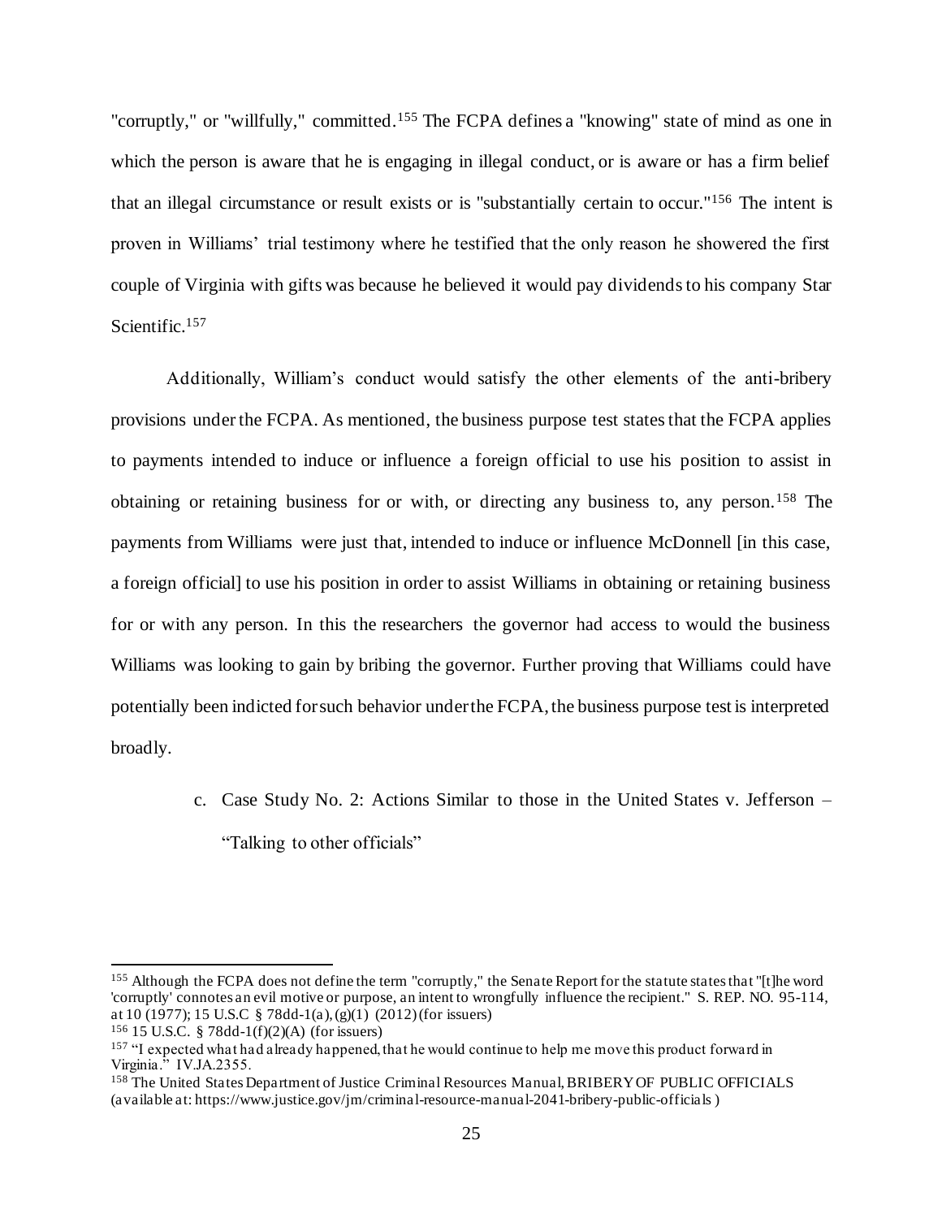"corruptly," or "willfully," committed.[155] The FCPA defines a "knowing" state of mind as one in which the person is aware that he is engaging in illegal conduct, or is aware or has a firm belief that an illegal circumstance or result exists or is "substantially certain to occur."[156] The intent is proven in Williams' trial testimony where he testified that the only reason he showered the first couple of Virginia with gifts was because he believed it would pay dividends to his company Star Scientific.[157]

Additionally, William's conduct would satisfy the other elements of the anti-bribery provisions under the FCPA. As mentioned, the business purpose test states that the FCPA applies to payments intended to induce or influence a foreign official to use his position to assist in obtaining or retaining business for or with, or directing any business to, any person.[158] The payments from Williams were just that, intended to induce or influence McDonnell [in this case, a foreign official] to use his position in order to assist Williams in obtaining or retaining business for or with any person. In this the researchers the governor had access to would the business Williams was looking to gain by bribing the governor. Further proving that Williams could have potentially been indicted for such behavior under the FCPA, the business purpose test is interpreted broadly.

c. Case Study No. 2: Actions Similar to those in the United States v. Jefferson – "Talking to other officials"

---

[155] Although the FCPA does not define the term "corruptly," the Senate Report for the statute states that "[t]he word 'corruptly' connotes an evil motive or purpose, an intent to wrongfully influence the recipient." S. REP. NO. 95-114, at 10 (1977); 15 U.S.C § 78dd-1(a), (g)(1) (2012) (for issuers)

[156] 15 U.S.C. § 78dd-1(f)(2)(A) (for issuers)

[157] "I expected what had already happened, that he would continue to help me move this product forward in Virginia." IV.JA.2355.

[158] The United States Department of Justice Criminal Resources Manual, BRIBERY OF PUBLIC OFFICIALS (available at: https://www.justice.gov/jm/criminal-resource-manual-2041-bribery-public-officials )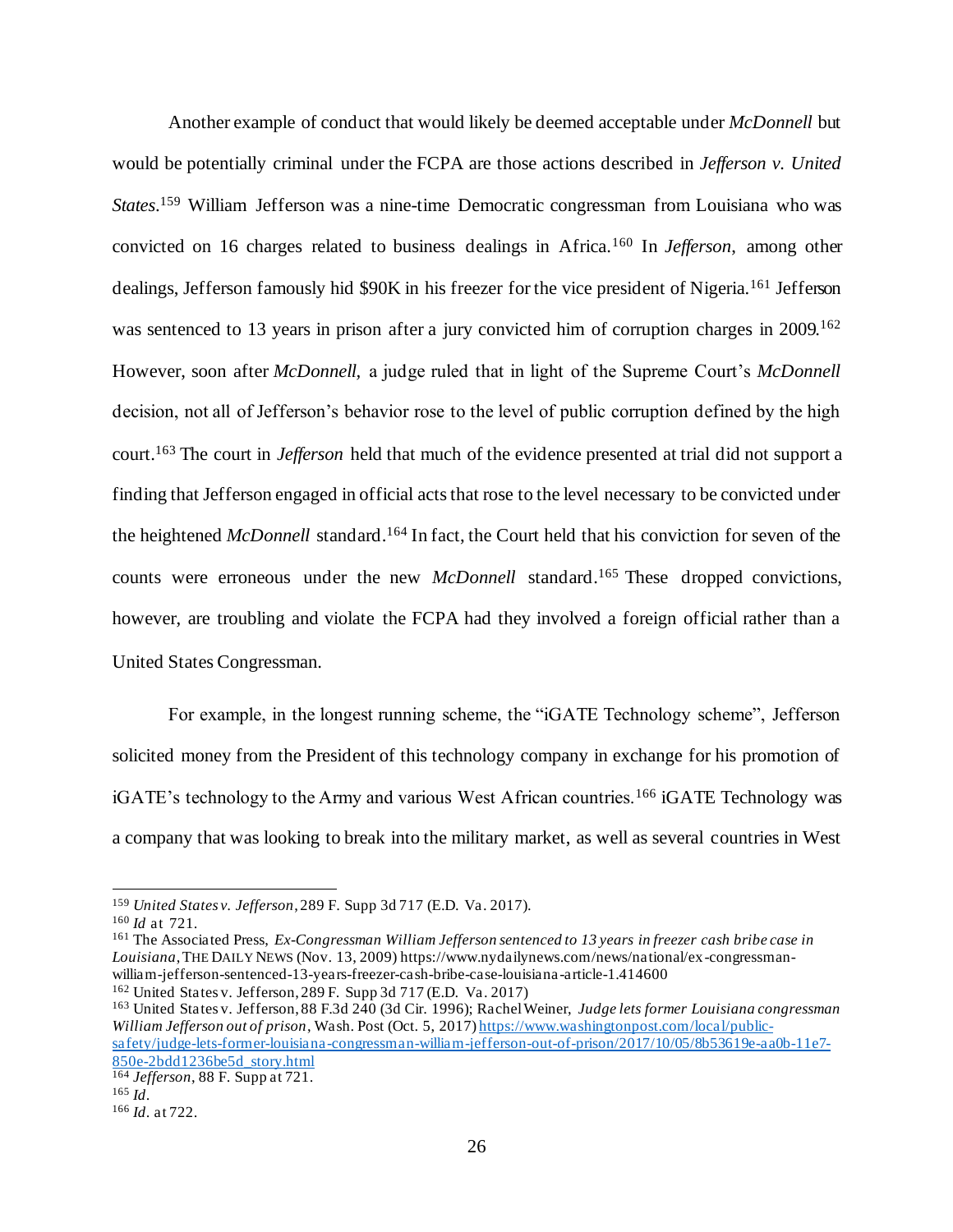Another example of conduct that would likely be deemed acceptable under *McDonnell* but would be potentially criminal under the FCPA are those actions described in *Jefferson v. United States*.[159] William Jefferson was a nine-time Democratic congressman from Louisiana who was convicted on 16 charges related to business dealings in Africa.[160] In *Jefferson*, among other dealings, Jefferson famously hid $90K in his freezer for the vice president of Nigeria.[161] Jefferson was sentenced to 13 years in prison after a jury convicted him of corruption charges in 2009.[162] However, soon after *McDonnell,* a judge ruled that in light of the Supreme Court's *McDonnell* decision, not all of Jefferson's behavior rose to the level of public corruption defined by the high court.[163] The court in *Jefferson* held that much of the evidence presented at trial did not support a finding that Jefferson engaged in official acts that rose to the level necessary to be convicted under the heightened *McDonnell* standard.[164] In fact, the Court held that his conviction for seven of the counts were erroneous under the new *McDonnell* standard.[165] These dropped convictions, however, are troubling and violate the FCPA had they involved a foreign official rather than a United States Congressman.

For example, in the longest running scheme, the "iGATE Technology scheme", Jefferson solicited money from the President of this technology company in exchange for his promotion of iGATE's technology to the Army and various West African countries.[166] iGATE Technology was a company that was looking to break into the military market, as well as several countries in West

---

[159] *United States v. Jefferson*, 289 F. Supp 3d 717 (E.D. Va. 2017).

[160] *Id* at 721.

[161] The Associated Press, *Ex-Congressman William Jefferson sentenced to 13 years in freezer cash bribe case in Louisiana*, THE DAILY NEWS (Nov. 13, 2009) https://www.nydailynews.com/news/national/ex-congressman-william-jefferson-sentenced-13-years-freezer-cash-bribe-case-louisiana-article-1.414600

[162] United States v. Jefferson, 289 F. Supp 3d 717 (E.D. Va. 2017)

[163] United States v. Jefferson, 88 F.3d 240 (3d Cir. 1996); Rachel Weiner, *Judge lets former Louisiana congressman William Jefferson out of prison*, Wash. Post (Oct. 5, 2017) https://www.washingtonpost.com/local/public-safety/judge-lets-former-louisiana-congressman-william-jefferson-out-of-prison/2017/10/05/8b53619e-aa0b-11e7-850e-2bdd1236be5d_story.html

[164] *Jefferson*, 88 F. Supp at 721.

[165] *Id*.

[166] *Id*. at 722.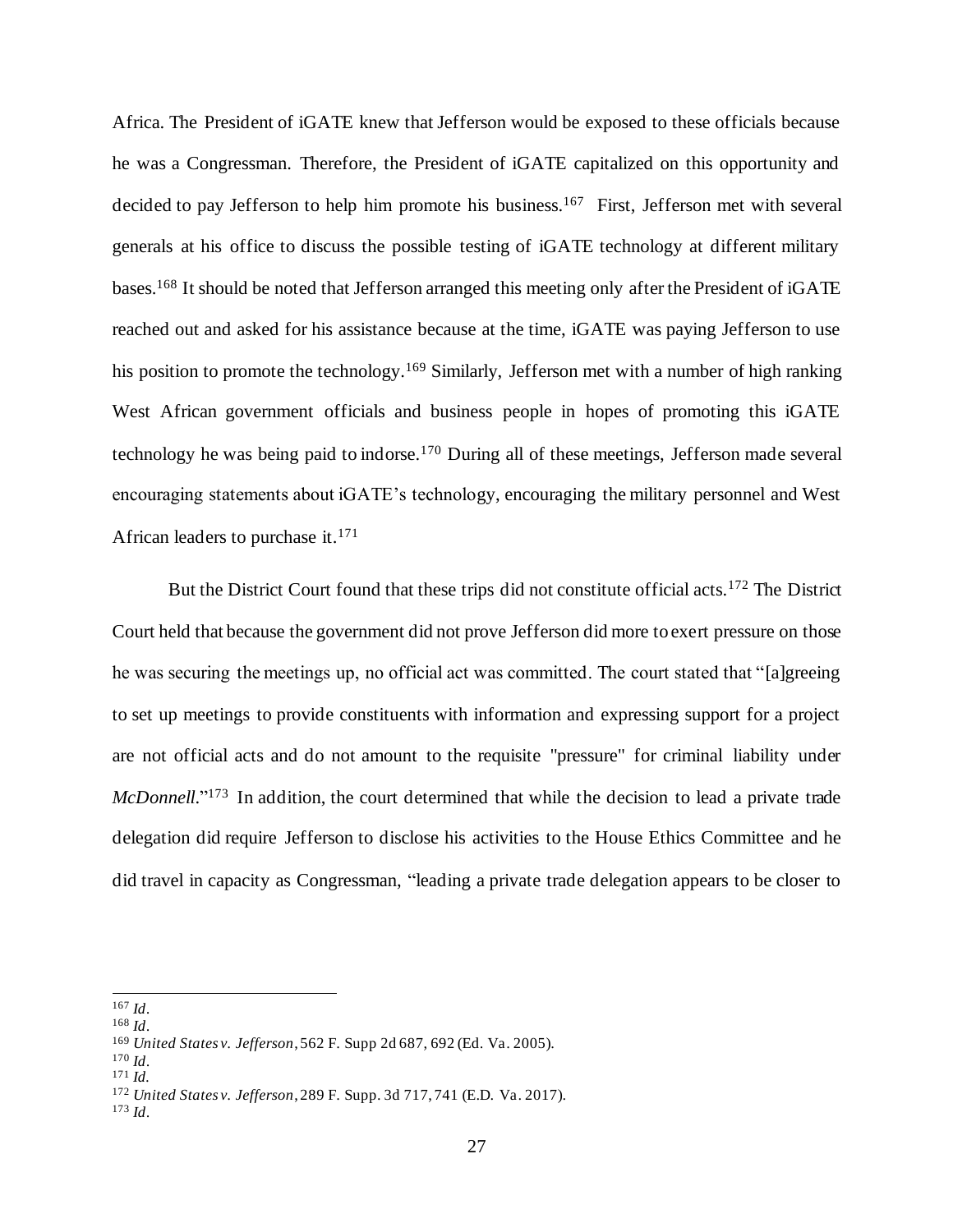Africa. The President of iGATE knew that Jefferson would be exposed to these officials because he was a Congressman. Therefore, the President of iGATE capitalized on this opportunity and decided to pay Jefferson to help him promote his business.[167] First, Jefferson met with several generals at his office to discuss the possible testing of iGATE technology at different military bases.[168] It should be noted that Jefferson arranged this meeting only after the President of iGATE reached out and asked for his assistance because at the time, iGATE was paying Jefferson to use his position to promote the technology.[169] Similarly, Jefferson met with a number of high ranking West African government officials and business people in hopes of promoting this iGATE technology he was being paid to indorse.[170] During all of these meetings, Jefferson made several encouraging statements about iGATE's technology, encouraging the military personnel and West African leaders to purchase it.[171]

But the District Court found that these trips did not constitute official acts.[172] The District Court held that because the government did not prove Jefferson did more to exert pressure on those he was securing the meetings up, no official act was committed. The court stated that "[a]greeing to set up meetings to provide constituents with information and expressing support for a project are not official acts and do not amount to the requisite "pressure" for criminal liability under *McDonnell*."[173] In addition, the court determined that while the decision to lead a private trade delegation did require Jefferson to disclose his activities to the House Ethics Committee and he did travel in capacity as Congressman, "leading a private trade delegation appears to be closer to

---

[167] *Id*.

[168] *Id*.

[169] *United States v. Jefferson*, 562 F. Supp 2d 687, 692 (Ed. Va. 2005).

[170] *Id*.

[171] *Id.*

[172] *United States v. Jefferson*, 289 F. Supp. 3d 717, 741 (E.D. Va. 2017).

[173] *Id*.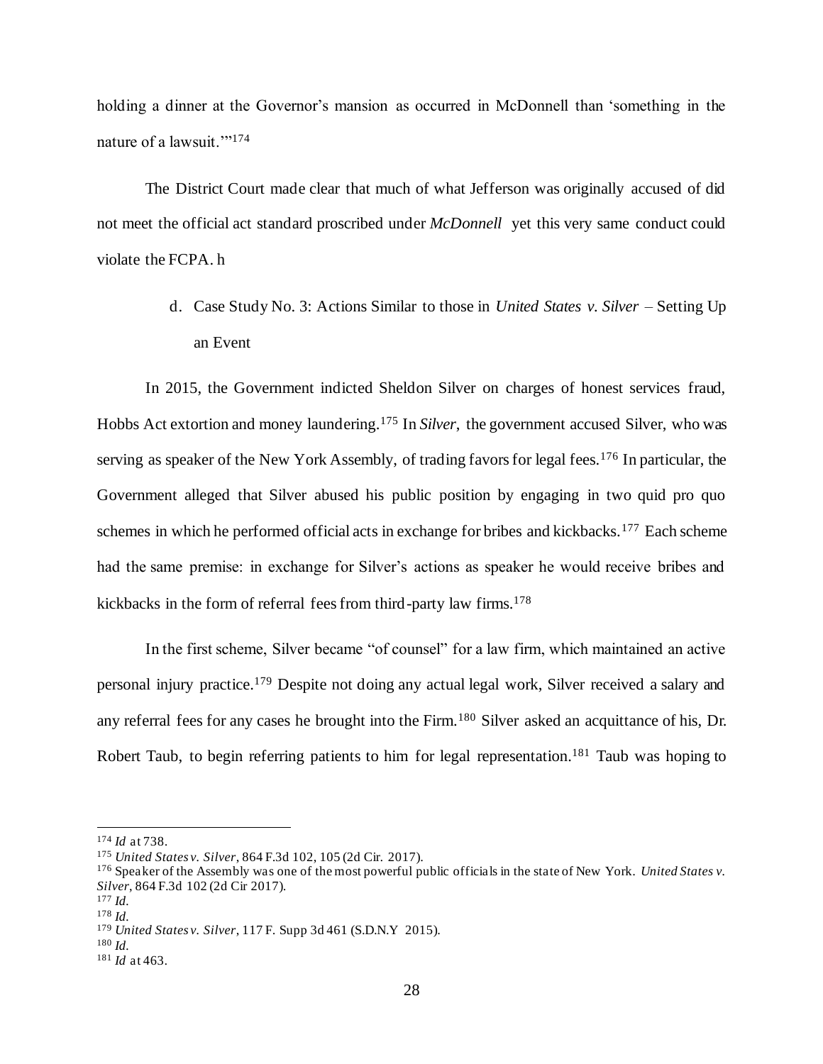holding a dinner at the Governor's mansion as occurred in McDonnell than 'something in the nature of a lawsuit.'"[174]

The District Court made clear that much of what Jefferson was originally accused of did not meet the official act standard proscribed under *McDonnell* yet this very same conduct could violate the FCPA. h

d. Case Study No. 3: Actions Similar to those in *United States v. Silver* – Setting Up an Event

In 2015, the Government indicted Sheldon Silver on charges of honest services fraud, Hobbs Act extortion and money laundering.[175] In *Silver*, the government accused Silver, who was serving as speaker of the New York Assembly, of trading favors for legal fees.[176] In particular, the Government alleged that Silver abused his public position by engaging in two quid pro quo schemes in which he performed official acts in exchange for bribes and kickbacks.[177] Each scheme had the same premise: in exchange for Silver's actions as speaker he would receive bribes and kickbacks in the form of referral fees from third-party law firms.[178]

In the first scheme, Silver became "of counsel" for a law firm, which maintained an active personal injury practice.[179] Despite not doing any actual legal work, Silver received a salary and any referral fees for any cases he brought into the Firm.[180] Silver asked an acquittance of his, Dr. Robert Taub, to begin referring patients to him for legal representation.[181] Taub was hoping to

---

[174] *Id* at 738.

[175] *United States v. Silver*, 864 F.3d 102, 105 (2d Cir. 2017).

[176] Speaker of the Assembly was one of the most powerful public officials in the state of New York. *United States v. Silver*, 864 F.3d 102 (2d Cir 2017).

[177] *Id.*

[178] *Id.*

[179] *United States v. Silver*, 117 F. Supp 3d 461 (S.D.N.Y 2015).

[180] *Id.*

[181] *Id* at 463.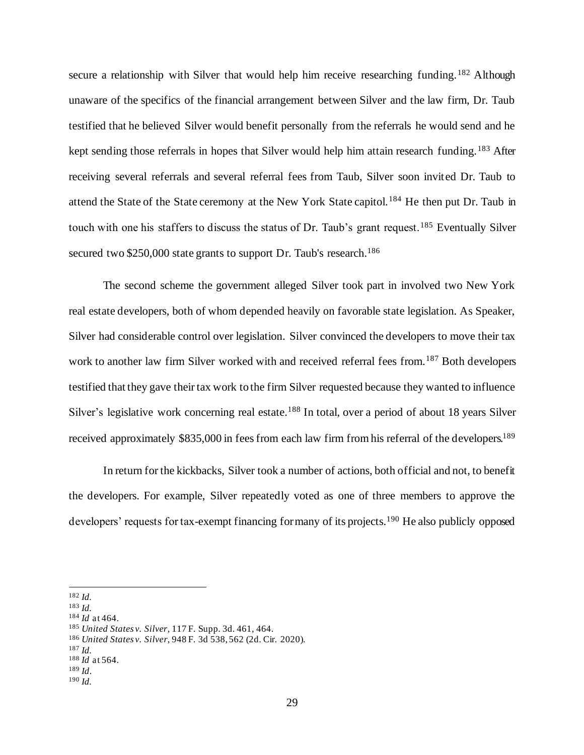secure a relationship with Silver that would help him receive researching funding.[182] Although unaware of the specifics of the financial arrangement between Silver and the law firm, Dr. Taub testified that he believed Silver would benefit personally from the referrals he would send and he kept sending those referrals in hopes that Silver would help him attain research funding.[183] After receiving several referrals and several referral fees from Taub, Silver soon invited Dr. Taub to attend the State of the State ceremony at the New York State capitol.[184] He then put Dr. Taub in touch with one his staffers to discuss the status of Dr. Taub's grant request.[185] Eventually Silver secured two $250,000 state grants to support Dr. Taub's research.[186]

The second scheme the government alleged Silver took part in involved two New York real estate developers, both of whom depended heavily on favorable state legislation. As Speaker, Silver had considerable control over legislation. Silver convinced the developers to move their tax work to another law firm Silver worked with and received referral fees from.[187] Both developers testified that they gave their tax work to the firm Silver requested because they wanted to influence Silver's legislative work concerning real estate.[188] In total, over a period of about 18 years Silver received approximately $835,000 in fees from each law firm from his referral of the developers.[189]

In return for the kickbacks, Silver took a number of actions, both official and not, to benefit the developers. For example, Silver repeatedly voted as one of three members to approve the developers' requests for tax-exempt financing for many of its projects.[190] He also publicly opposed

---

[182] *Id.*
[183] *Id.*
[184] *Id* at 464.
[185] *United States v. Silver*, 117 F. Supp. 3d. 461, 464.
[186] *United States v. Silver*, 948 F. 3d 538, 562 (2d. Cir. 2020).
[187] *Id.*
[188] *Id* at 564.
[189] *Id*.
[190] *Id.*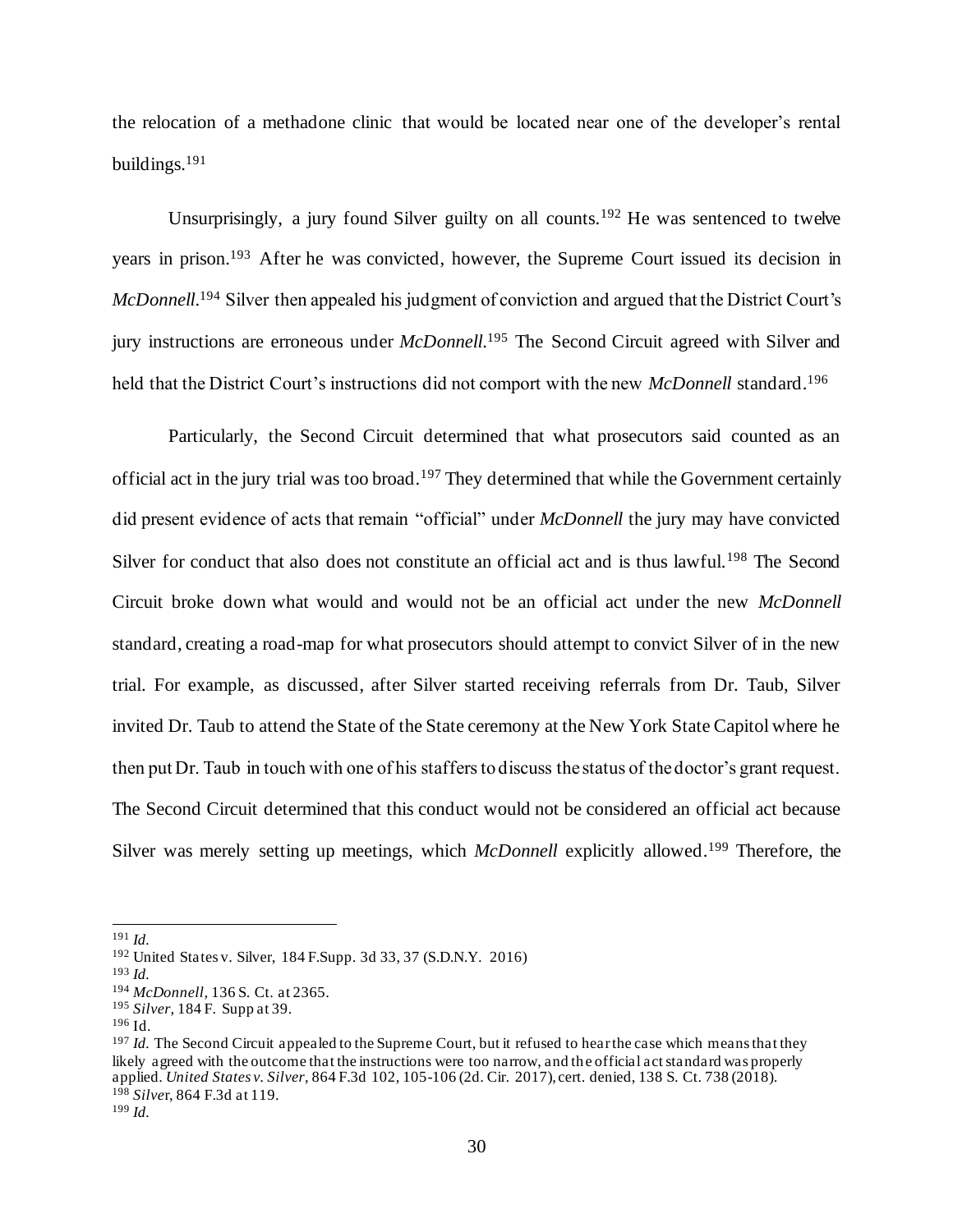the relocation of a methadone clinic that would be located near one of the developer's rental buildings.[191]

Unsurprisingly, a jury found Silver guilty on all counts.[192] He was sentenced to twelve years in prison.[193] After he was convicted, however, the Supreme Court issued its decision in *McDonnell*.[194] Silver then appealed his judgment of conviction and argued that the District Court's jury instructions are erroneous under *McDonnell*.[195] The Second Circuit agreed with Silver and held that the District Court's instructions did not comport with the new *McDonnell* standard.[196]

Particularly, the Second Circuit determined that what prosecutors said counted as an official act in the jury trial was too broad.[197] They determined that while the Government certainly did present evidence of acts that remain "official" under *McDonnell* the jury may have convicted Silver for conduct that also does not constitute an official act and is thus lawful.[198] The Second Circuit broke down what would and would not be an official act under the new *McDonnell* standard, creating a road-map for what prosecutors should attempt to convict Silver of in the new trial. For example, as discussed, after Silver started receiving referrals from Dr. Taub, Silver invited Dr. Taub to attend the State of the State ceremony at the New York State Capitol where he then put Dr. Taub in touch with one of his staffers to discuss the status of the doctor's grant request. The Second Circuit determined that this conduct would not be considered an official act because Silver was merely setting up meetings, which *McDonnell* explicitly allowed.[199] Therefore, the

---

[191] *Id.*

[192] United States v. Silver, 184 F.Supp. 3d 33, 37 (S.D.N.Y. 2016)

[193] *Id.*

[194] *McDonnell*, 136 S. Ct. at 2365.

[195] *Silver*, 184 F. Supp at 39.

[196] Id.

[197] *Id.* The Second Circuit appealed to the Supreme Court, but it refused to hear the case which means that they likely agreed with the outcome that the instructions were too narrow, and the official act standard was properly applied. *United States v. Silver*, 864 F.3d 102, 105-106 (2d. Cir. 2017), cert. denied, 138 S. Ct. 738 (2018).

[198] *Silver*, 864 F.3d at 119.

[199] *Id.*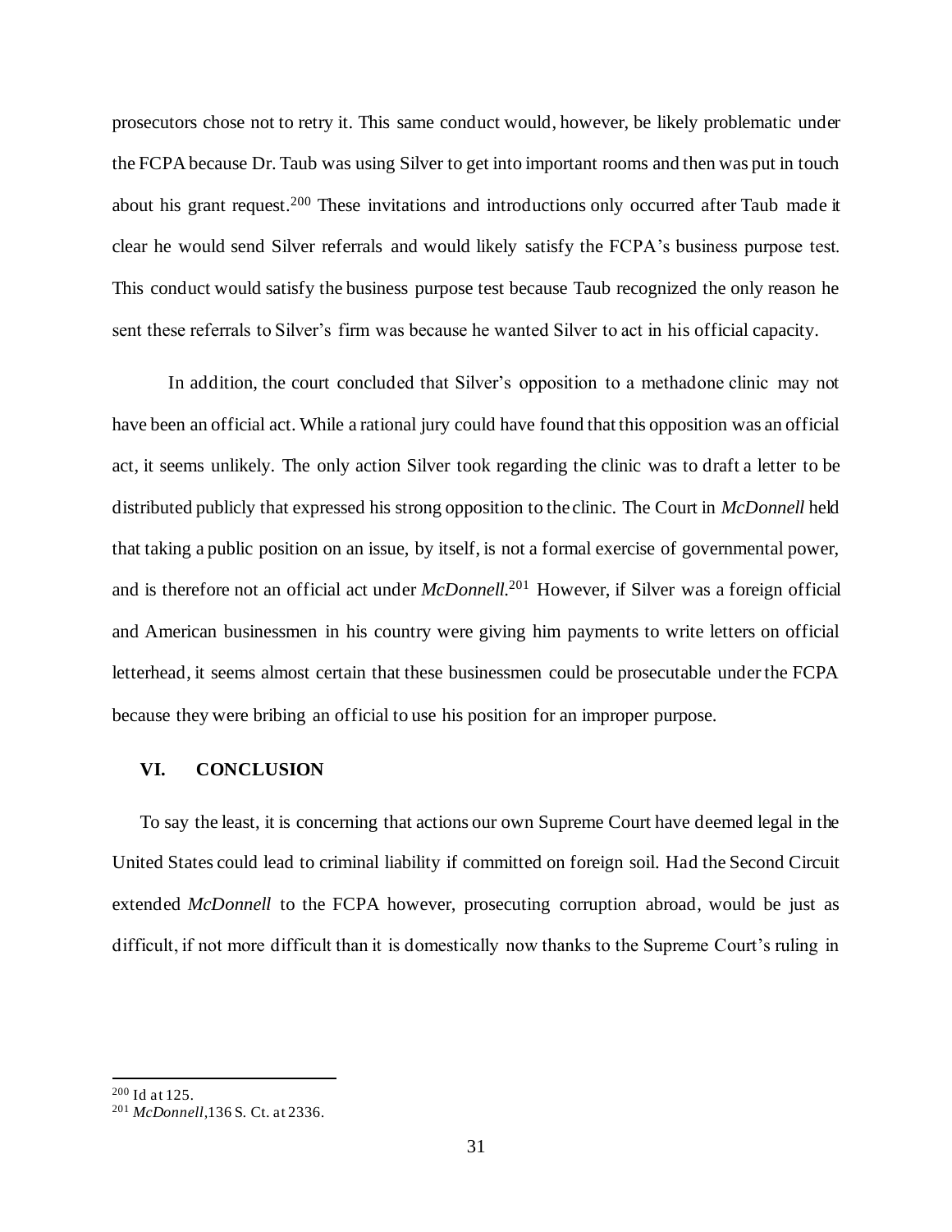prosecutors chose not to retry it. This same conduct would, however, be likely problematic under the FCPA because Dr. Taub was using Silver to get into important rooms and then was put in touch about his grant request.[200] These invitations and introductions only occurred after Taub made it clear he would send Silver referrals and would likely satisfy the FCPA's business purpose test. This conduct would satisfy the business purpose test because Taub recognized the only reason he sent these referrals to Silver's firm was because he wanted Silver to act in his official capacity.

In addition, the court concluded that Silver's opposition to a methadone clinic may not have been an official act. While a rational jury could have found that this opposition was an official act, it seems unlikely. The only action Silver took regarding the clinic was to draft a letter to be distributed publicly that expressed his strong opposition to the clinic. The Court in *McDonnell* held that taking a public position on an issue, by itself, is not a formal exercise of governmental power, and is therefore not an official act under *McDonnell*.[201] However, if Silver was a foreign official and American businessmen in his country were giving him payments to write letters on official letterhead, it seems almost certain that these businessmen could be prosecutable under the FCPA because they were bribing an official to use his position for an improper purpose.

## VI. CONCLUSION

To say the least, it is concerning that actions our own Supreme Court have deemed legal in the United States could lead to criminal liability if committed on foreign soil. Had the Second Circuit extended *McDonnell* to the FCPA however, prosecuting corruption abroad, would be just as difficult, if not more difficult than it is domestically now thanks to the Supreme Court's ruling in

---

[200] Id at 125.

[201] *McDonnell*, 136 S. Ct. at 2336.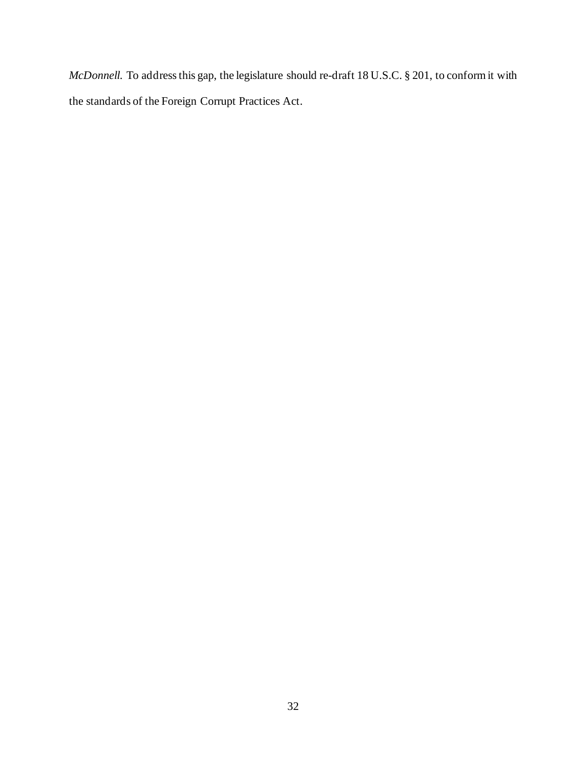*McDonnell.* To address this gap, the legislature should re-draft 18 U.S.C. § 201, to conform it with the standards of the Foreign Corrupt Practices Act.